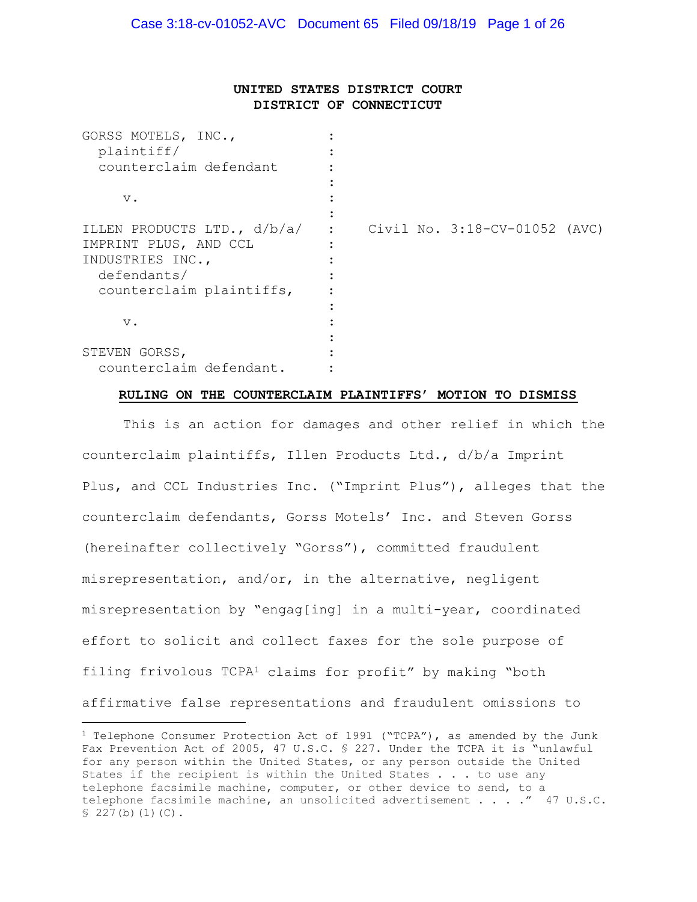**UNITED STATES DISTRICT COURT**
**DISTRICT OF CONNECTICUT**

| | | |
|---|---|---|
| GORSS MOTELS, INC., plaintiff/ counterclaim defendant | : | |
| v. | : | |
| ILLEN PRODUCTS LTD., d/b/a/ IMPRINT PLUS, AND CCL INDUSTRIES INC., defendants/ counterclaim plaintiffs, | : | Civil No. 3:18-CV-01052 (AVC) |
| v. | : | |
| STEVEN GORSS, counterclaim defendant. | : | |

**RULING ON THE COUNTERCLAIM PLAINTIFFS' MOTION TO DISMISS**

This is an action for damages and other relief in which the counterclaim plaintiffs, Illen Products Ltd., d/b/a Imprint Plus, and CCL Industries Inc. ("Imprint Plus"), alleges that the counterclaim defendants, Gorss Motels' Inc. and Steven Gorss (hereinafter collectively "Gorss"), committed fraudulent misrepresentation, and/or, in the alternative, negligent misrepresentation by "engag[ing] in a multi-year, coordinated effort to solicit and collect faxes for the sole purpose of filing frivolous TCPA[1] claims for profit" by making "both affirmative false representations and fraudulent omissions to

[1] Telephone Consumer Protection Act of 1991 ("TCPA"), as amended by the Junk Fax Prevention Act of 2005, 47 U.S.C. § 227. Under the TCPA it is "unlawful for any person within the United States, or any person outside the United States if the recipient is within the United States . . . to use any telephone facsimile machine, computer, or other device to send, to a telephone facsimile machine, an unsolicited advertisement . . . ." 47 U.S.C. § 227(b)(1)(C).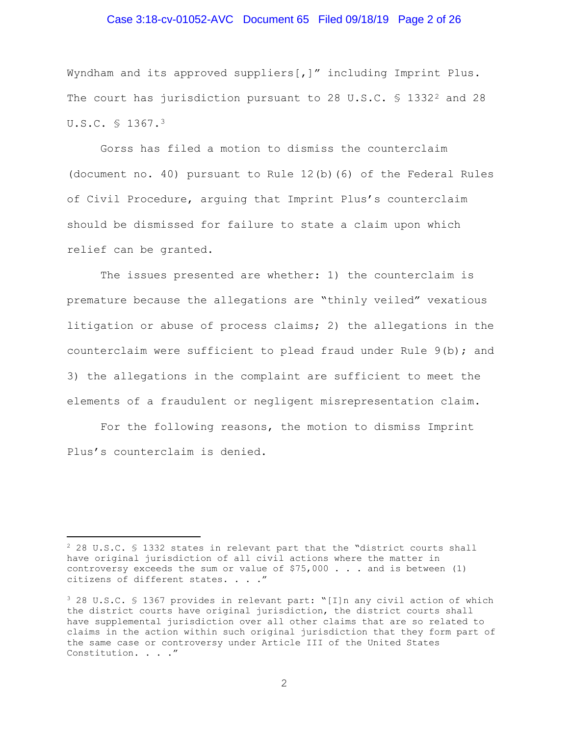Wyndham and its approved suppliers[,]" including Imprint Plus. The court has jurisdiction pursuant to 28 U.S.C. § 1332[2] and 28 U.S.C. § 1367.[3]

Gorss has filed a motion to dismiss the counterclaim (document no. 40) pursuant to Rule 12(b)(6) of the Federal Rules of Civil Procedure, arguing that Imprint Plus's counterclaim should be dismissed for failure to state a claim upon which relief can be granted.

The issues presented are whether: 1) the counterclaim is premature because the allegations are "thinly veiled" vexatious litigation or abuse of process claims; 2) the allegations in the counterclaim were sufficient to plead fraud under Rule 9(b); and 3) the allegations in the complaint are sufficient to meet the elements of a fraudulent or negligent misrepresentation claim.

For the following reasons, the motion to dismiss Imprint Plus's counterclaim is denied.

---

[2] 28 U.S.C. § 1332 states in relevant part that the "district courts shall have original jurisdiction of all civil actions where the matter in controversy exceeds the sum or value of $75,000 . . . and is between (1) citizens of different states. . . ."

[3] 28 U.S.C. § 1367 provides in relevant part: "[I]n any civil action of which the district courts have original jurisdiction, the district courts shall have supplemental jurisdiction over all other claims that are so related to claims in the action within such original jurisdiction that they form part of the same case or controversy under Article III of the United States Constitution. . . ."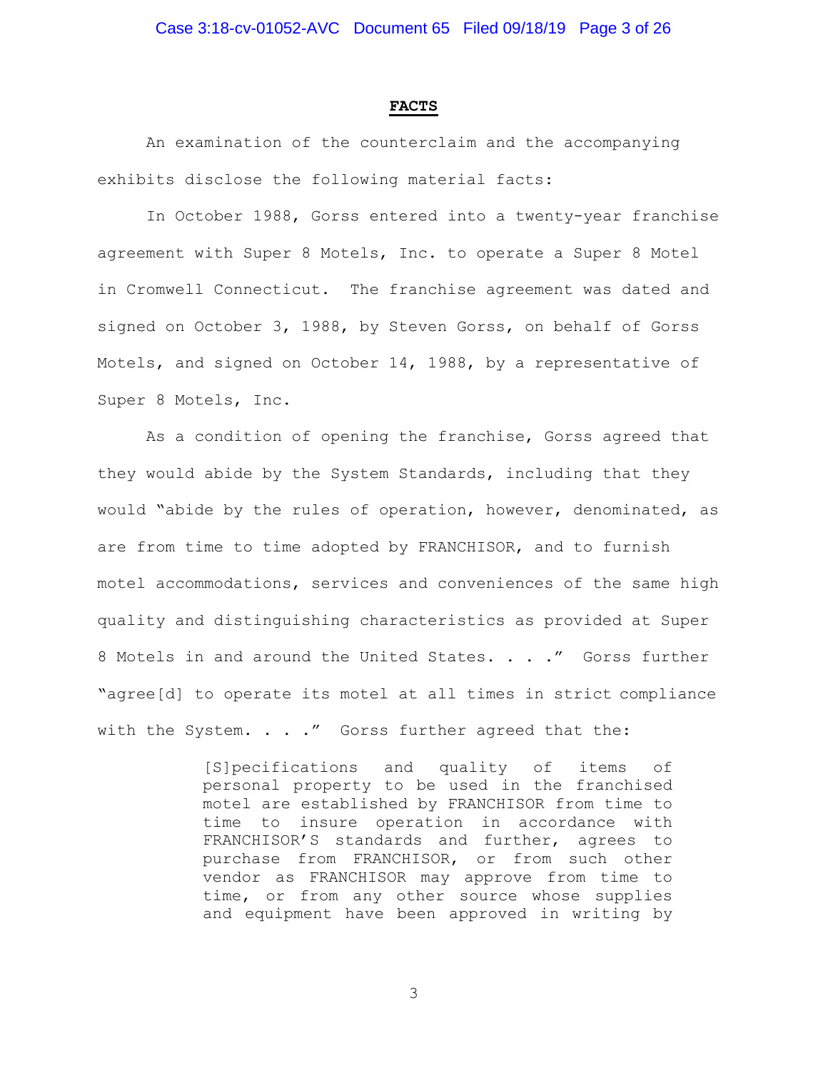**FACTS**

An examination of the counterclaim and the accompanying exhibits disclose the following material facts:

In October 1988, Gorss entered into a twenty-year franchise agreement with Super 8 Motels, Inc. to operate a Super 8 Motel in Cromwell Connecticut. The franchise agreement was dated and signed on October 3, 1988, by Steven Gorss, on behalf of Gorss Motels, and signed on October 14, 1988, by a representative of Super 8 Motels, Inc.

As a condition of opening the franchise, Gorss agreed that they would abide by the System Standards, including that they would "abide by the rules of operation, however, denominated, as are from time to time adopted by FRANCHISOR, and to furnish motel accommodations, services and conveniences of the same high quality and distinguishing characteristics as provided at Super 8 Motels in and around the United States. . . ." Gorss further "agree[d] to operate its motel at all times in strict compliance with the System. . . ." Gorss further agreed that the:

> [S]pecifications and quality of items of personal property to be used in the franchised motel are established by FRANCHISOR from time to time to insure operation in accordance with FRANCHISOR'S standards and further, agrees to purchase from FRANCHISOR, or from such other vendor as FRANCHISOR may approve from time to time, or from any other source whose supplies and equipment have been approved in writing by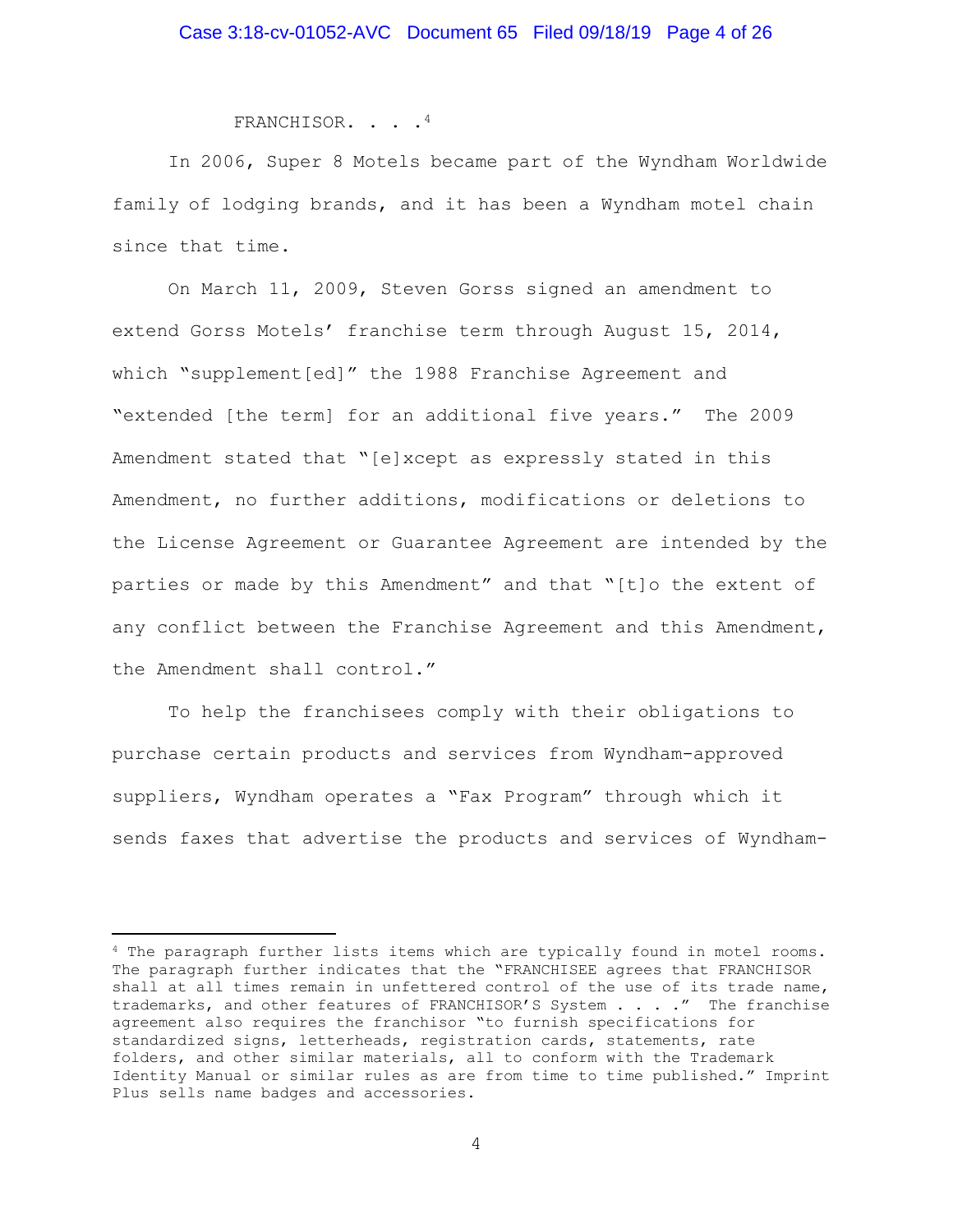FRANCHISOR. . . .[4]

In 2006, Super 8 Motels became part of the Wyndham Worldwide family of lodging brands, and it has been a Wyndham motel chain since that time.

On March 11, 2009, Steven Gorss signed an amendment to extend Gorss Motels' franchise term through August 15, 2014, which "supplement[ed]" the 1988 Franchise Agreement and "extended [the term] for an additional five years." The 2009 Amendment stated that "[e]xcept as expressly stated in this Amendment, no further additions, modifications or deletions to the License Agreement or Guarantee Agreement are intended by the parties or made by this Amendment" and that "[t]o the extent of any conflict between the Franchise Agreement and this Amendment, the Amendment shall control."

To help the franchisees comply with their obligations to purchase certain products and services from Wyndham-approved suppliers, Wyndham operates a "Fax Program" through which it sends faxes that advertise the products and services of Wyndham-

---

[4] The paragraph further lists items which are typically found in motel rooms. The paragraph further indicates that the "FRANCHISEE agrees that FRANCHISOR shall at all times remain in unfettered control of the use of its trade name, trademarks, and other features of FRANCHISOR'S System . . . ." The franchise agreement also requires the franchisor "to furnish specifications for standardized signs, letterheads, registration cards, statements, rate folders, and other similar materials, all to conform with the Trademark Identity Manual or similar rules as are from time to time published." Imprint Plus sells name badges and accessories.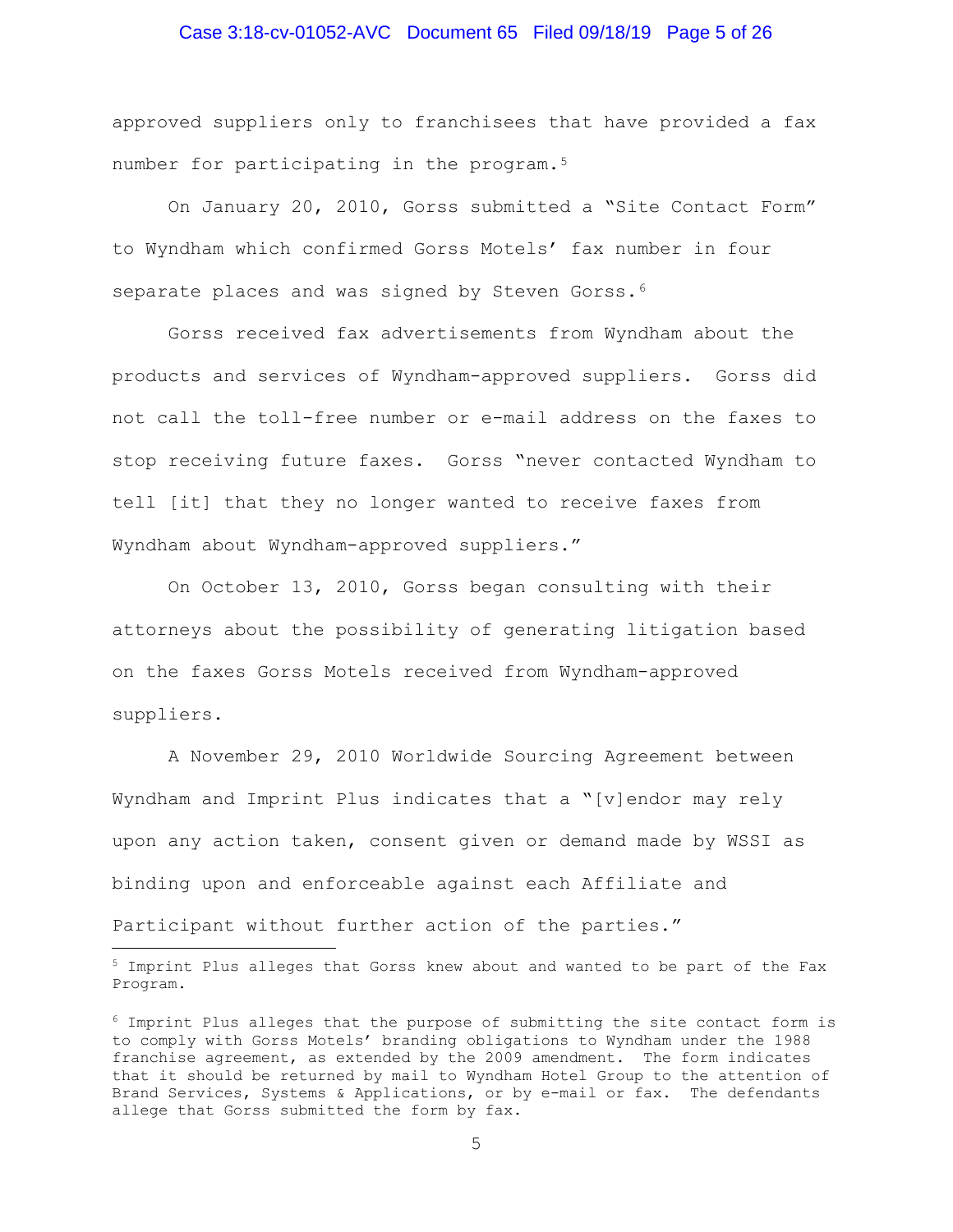approved suppliers only to franchisees that have provided a fax number for participating in the program.[5]

On January 20, 2010, Gorss submitted a "Site Contact Form" to Wyndham which confirmed Gorss Motels' fax number in four separate places and was signed by Steven Gorss.[6]

Gorss received fax advertisements from Wyndham about the products and services of Wyndham-approved suppliers. Gorss did not call the toll-free number or e-mail address on the faxes to stop receiving future faxes. Gorss "never contacted Wyndham to tell [it] that they no longer wanted to receive faxes from Wyndham about Wyndham-approved suppliers."

On October 13, 2010, Gorss began consulting with their attorneys about the possibility of generating litigation based on the faxes Gorss Motels received from Wyndham-approved suppliers.

A November 29, 2010 Worldwide Sourcing Agreement between Wyndham and Imprint Plus indicates that a "[v]endor may rely upon any action taken, consent given or demand made by WSSI as binding upon and enforceable against each Affiliate and Participant without further action of the parties."

---

[5] Imprint Plus alleges that Gorss knew about and wanted to be part of the Fax Program.

[6] Imprint Plus alleges that the purpose of submitting the site contact form is to comply with Gorss Motels' branding obligations to Wyndham under the 1988 franchise agreement, as extended by the 2009 amendment. The form indicates that it should be returned by mail to Wyndham Hotel Group to the attention of Brand Services, Systems & Applications, or by e-mail or fax. The defendants allege that Gorss submitted the form by fax.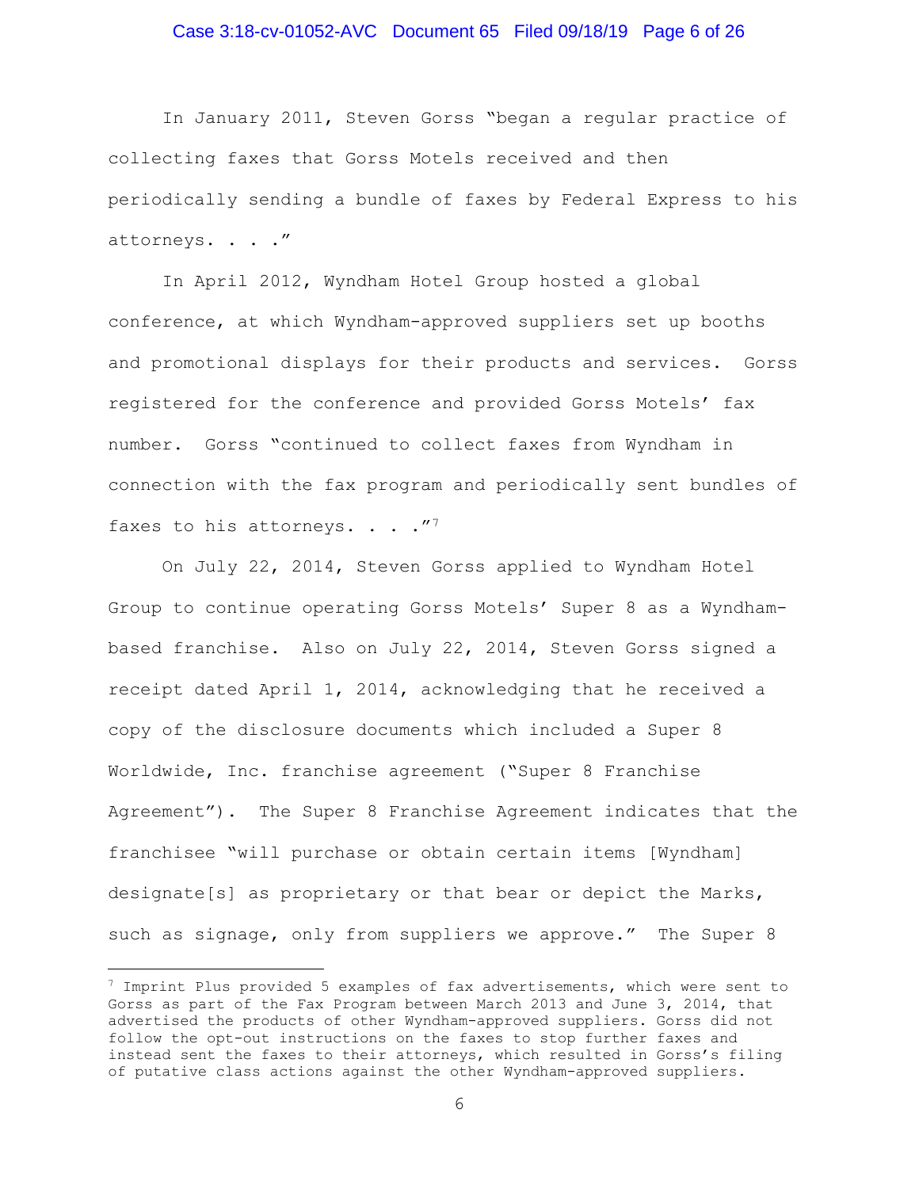In January 2011, Steven Gorss "began a regular practice of collecting faxes that Gorss Motels received and then periodically sending a bundle of faxes by Federal Express to his attorneys. . . ."

In April 2012, Wyndham Hotel Group hosted a global conference, at which Wyndham-approved suppliers set up booths and promotional displays for their products and services. Gorss registered for the conference and provided Gorss Motels' fax number. Gorss "continued to collect faxes from Wyndham in connection with the fax program and periodically sent bundles of faxes to his attorneys. . . ."[7]

On July 22, 2014, Steven Gorss applied to Wyndham Hotel Group to continue operating Gorss Motels' Super 8 as a Wyndham-based franchise. Also on July 22, 2014, Steven Gorss signed a receipt dated April 1, 2014, acknowledging that he received a copy of the disclosure documents which included a Super 8 Worldwide, Inc. franchise agreement ("Super 8 Franchise Agreement"). The Super 8 Franchise Agreement indicates that the franchisee "will purchase or obtain certain items [Wyndham] designate[s] as proprietary or that bear or depict the Marks, such as signage, only from suppliers we approve." The Super 8

---

[7] Imprint Plus provided 5 examples of fax advertisements, which were sent to Gorss as part of the Fax Program between March 2013 and June 3, 2014, that advertised the products of other Wyndham-approved suppliers. Gorss did not follow the opt-out instructions on the faxes to stop further faxes and instead sent the faxes to their attorneys, which resulted in Gorss's filing of putative class actions against the other Wyndham-approved suppliers.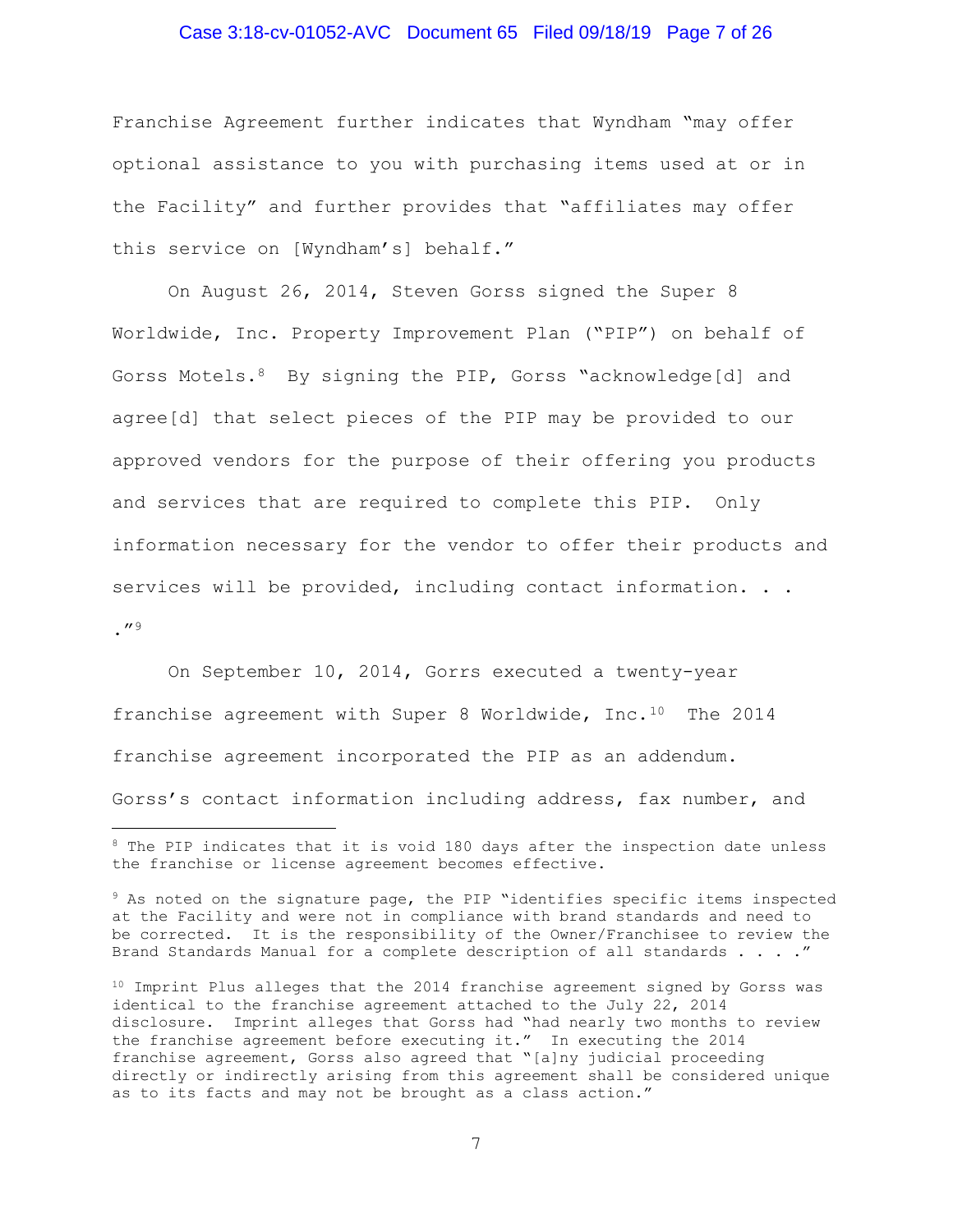Franchise Agreement further indicates that Wyndham "may offer optional assistance to you with purchasing items used at or in the Facility" and further provides that "affiliates may offer this service on [Wyndham's] behalf."

On August 26, 2014, Steven Gorss signed the Super 8 Worldwide, Inc. Property Improvement Plan ("PIP") on behalf of Gorss Motels.[8] By signing the PIP, Gorss "acknowledge[d] and agree[d] that select pieces of the PIP may be provided to our approved vendors for the purpose of their offering you products and services that are required to complete this PIP. Only information necessary for the vendor to offer their products and services will be provided, including contact information. . . ."[9]

On September 10, 2014, Gorrs executed a twenty-year franchise agreement with Super 8 Worldwide, Inc.[10] The 2014 franchise agreement incorporated the PIP as an addendum. Gorss's contact information including address, fax number, and

---

[8] The PIP indicates that it is void 180 days after the inspection date unless the franchise or license agreement becomes effective.

[9] As noted on the signature page, the PIP "identifies specific items inspected at the Facility and were not in compliance with brand standards and need to be corrected. It is the responsibility of the Owner/Franchisee to review the Brand Standards Manual for a complete description of all standards . . . ."

[10] Imprint Plus alleges that the 2014 franchise agreement signed by Gorss was identical to the franchise agreement attached to the July 22, 2014 disclosure. Imprint alleges that Gorss had "had nearly two months to review the franchise agreement before executing it." In executing the 2014 franchise agreement, Gorss also agreed that "[a]ny judicial proceeding directly or indirectly arising from this agreement shall be considered unique as to its facts and may not be brought as a class action."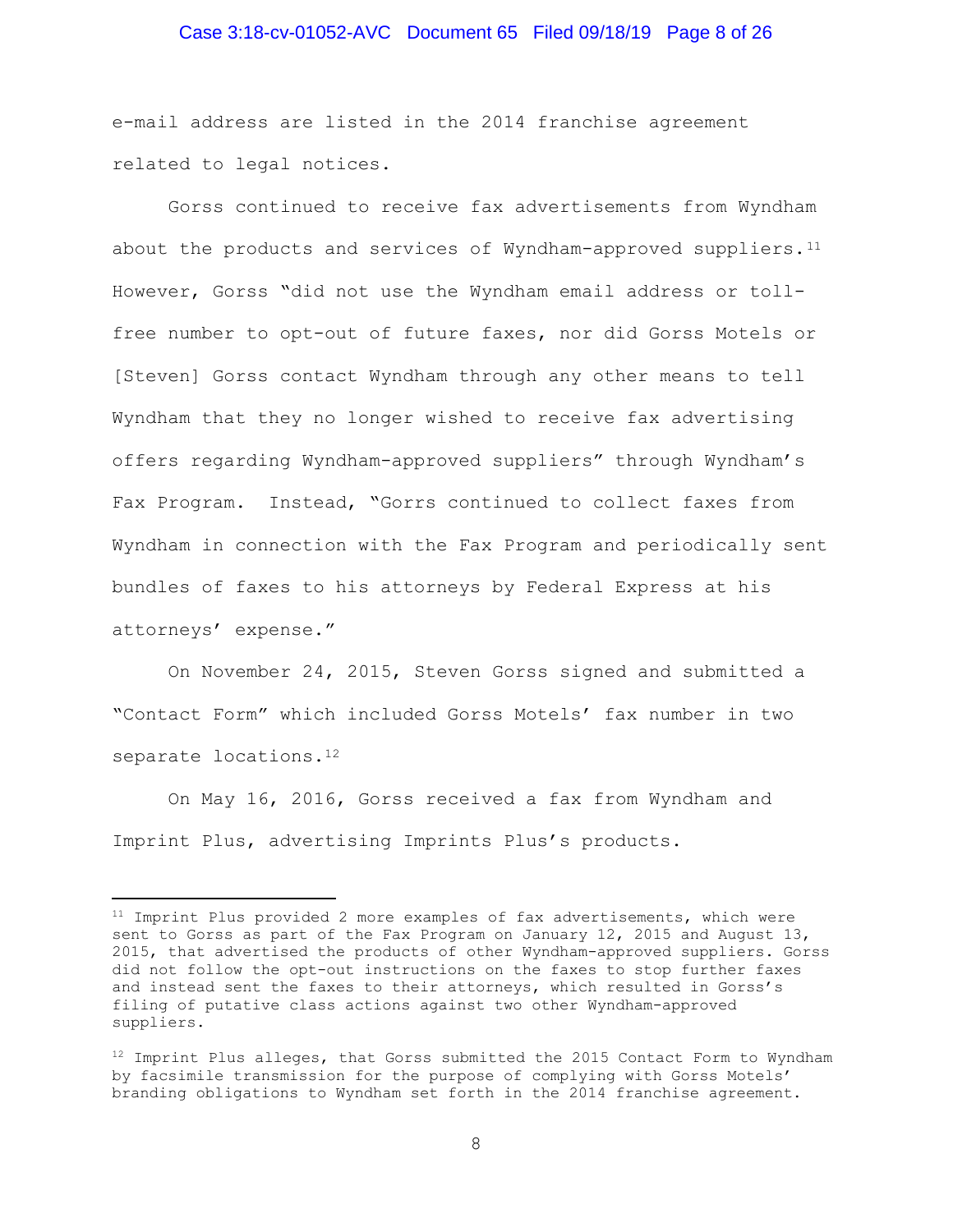e-mail address are listed in the 2014 franchise agreement related to legal notices.

Gorss continued to receive fax advertisements from Wyndham about the products and services of Wyndham-approved suppliers.[11] However, Gorss "did not use the Wyndham email address or toll-free number to opt-out of future faxes, nor did Gorss Motels or [Steven] Gorss contact Wyndham through any other means to tell Wyndham that they no longer wished to receive fax advertising offers regarding Wyndham-approved suppliers" through Wyndham's Fax Program. Instead, "Gorrs continued to collect faxes from Wyndham in connection with the Fax Program and periodically sent bundles of faxes to his attorneys by Federal Express at his attorneys' expense."

On November 24, 2015, Steven Gorss signed and submitted a "Contact Form" which included Gorss Motels' fax number in two separate locations.[12]

On May 16, 2016, Gorss received a fax from Wyndham and Imprint Plus, advertising Imprints Plus's products.

---

[11] Imprint Plus provided 2 more examples of fax advertisements, which were sent to Gorss as part of the Fax Program on January 12, 2015 and August 13, 2015, that advertised the products of other Wyndham-approved suppliers. Gorss did not follow the opt-out instructions on the faxes to stop further faxes and instead sent the faxes to their attorneys, which resulted in Gorss's filing of putative class actions against two other Wyndham-approved suppliers.

[12] Imprint Plus alleges, that Gorss submitted the 2015 Contact Form to Wyndham by facsimile transmission for the purpose of complying with Gorss Motels' branding obligations to Wyndham set forth in the 2014 franchise agreement.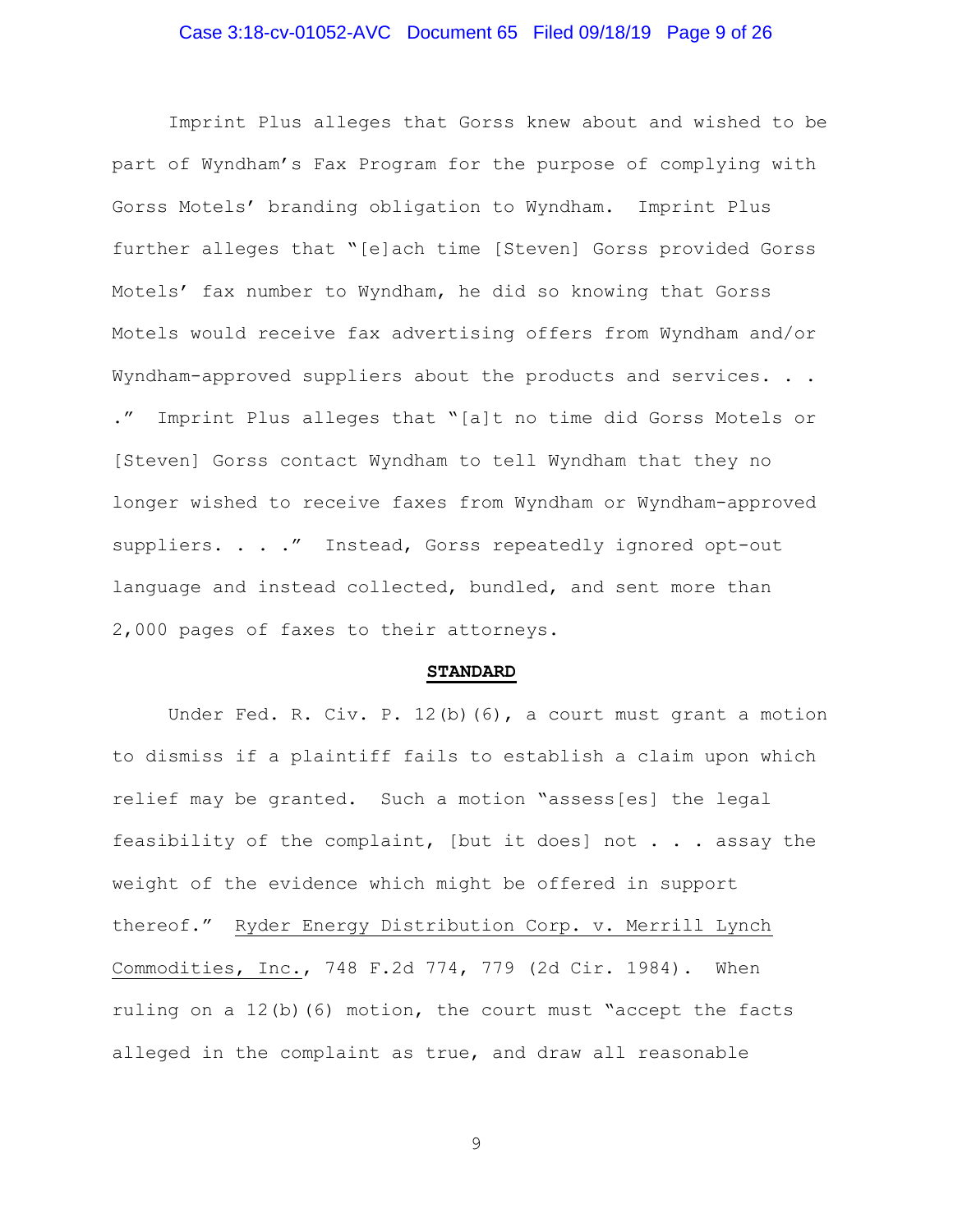Imprint Plus alleges that Gorss knew about and wished to be part of Wyndham's Fax Program for the purpose of complying with Gorss Motels' branding obligation to Wyndham. Imprint Plus further alleges that "[e]ach time [Steven] Gorss provided Gorss Motels' fax number to Wyndham, he did so knowing that Gorss Motels would receive fax advertising offers from Wyndham and/or Wyndham-approved suppliers about the products and services. . . ." Imprint Plus alleges that "[a]t no time did Gorss Motels or [Steven] Gorss contact Wyndham to tell Wyndham that they no longer wished to receive faxes from Wyndham or Wyndham-approved suppliers. . . ." Instead, Gorss repeatedly ignored opt-out language and instead collected, bundled, and sent more than 2,000 pages of faxes to their attorneys.

**STANDARD**

Under Fed. R. Civ. P. 12(b)(6), a court must grant a motion to dismiss if a plaintiff fails to establish a claim upon which relief may be granted. Such a motion "assess[es] the legal feasibility of the complaint, [but it does] not . . . assay the weight of the evidence which might be offered in support thereof." Ryder Energy Distribution Corp. v. Merrill Lynch Commodities, Inc., 748 F.2d 774, 779 (2d Cir. 1984). When ruling on a 12(b)(6) motion, the court must "accept the facts alleged in the complaint as true, and draw all reasonable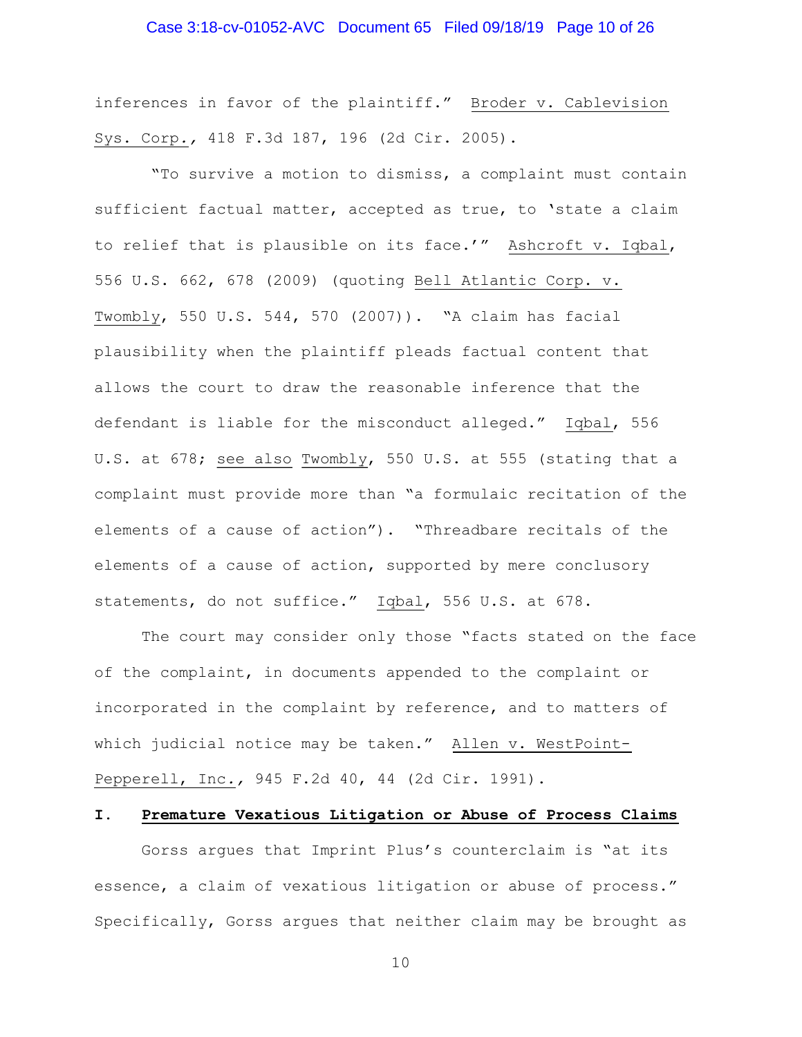inferences in favor of the plaintiff." Broder v. Cablevision Sys. Corp., 418 F.3d 187, 196 (2d Cir. 2005).

"To survive a motion to dismiss, a complaint must contain sufficient factual matter, accepted as true, to 'state a claim to relief that is plausible on its face.'" Ashcroft v. Iqbal, 556 U.S. 662, 678 (2009) (quoting Bell Atlantic Corp. v. Twombly, 550 U.S. 544, 570 (2007)). "A claim has facial plausibility when the plaintiff pleads factual content that allows the court to draw the reasonable inference that the defendant is liable for the misconduct alleged." Iqbal, 556 U.S. at 678; see also Twombly, 550 U.S. at 555 (stating that a complaint must provide more than "a formulaic recitation of the elements of a cause of action"). "Threadbare recitals of the elements of a cause of action, supported by mere conclusory statements, do not suffice." Iqbal, 556 U.S. at 678.

The court may consider only those "facts stated on the face of the complaint, in documents appended to the complaint or incorporated in the complaint by reference, and to matters of which judicial notice may be taken." Allen v. WestPoint-Pepperell, Inc., 945 F.2d 40, 44 (2d Cir. 1991).

## I. Premature Vexatious Litigation or Abuse of Process Claims

Gorss argues that Imprint Plus's counterclaim is "at its essence, a claim of vexatious litigation or abuse of process." Specifically, Gorss argues that neither claim may be brought as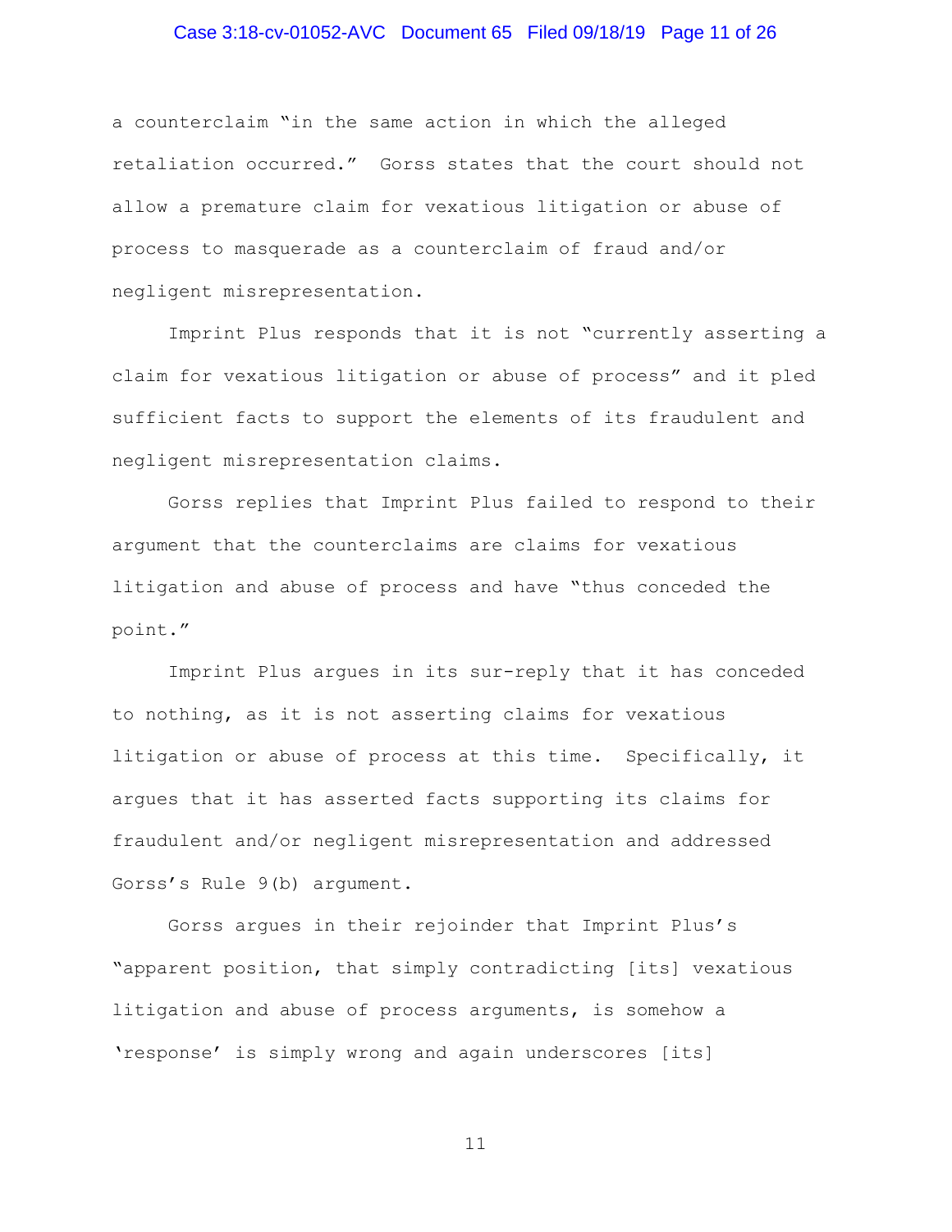a counterclaim "in the same action in which the alleged retaliation occurred." Gorss states that the court should not allow a premature claim for vexatious litigation or abuse of process to masquerade as a counterclaim of fraud and/or negligent misrepresentation.

Imprint Plus responds that it is not "currently asserting a claim for vexatious litigation or abuse of process" and it pled sufficient facts to support the elements of its fraudulent and negligent misrepresentation claims.

Gorss replies that Imprint Plus failed to respond to their argument that the counterclaims are claims for vexatious litigation and abuse of process and have "thus conceded the point."

Imprint Plus argues in its sur-reply that it has conceded to nothing, as it is not asserting claims for vexatious litigation or abuse of process at this time. Specifically, it argues that it has asserted facts supporting its claims for fraudulent and/or negligent misrepresentation and addressed Gorss's Rule 9(b) argument.

Gorss argues in their rejoinder that Imprint Plus's "apparent position, that simply contradicting [its] vexatious litigation and abuse of process arguments, is somehow a 'response' is simply wrong and again underscores [its]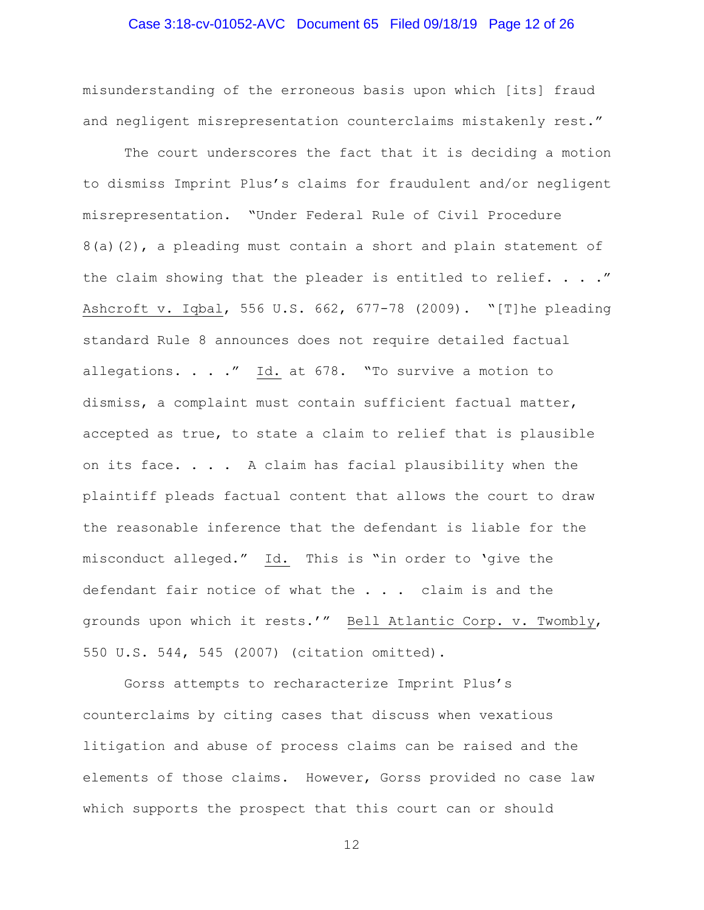misunderstanding of the erroneous basis upon which [its] fraud and negligent misrepresentation counterclaims mistakenly rest."

The court underscores the fact that it is deciding a motion to dismiss Imprint Plus's claims for fraudulent and/or negligent misrepresentation. "Under Federal Rule of Civil Procedure 8(a)(2), a pleading must contain a short and plain statement of the claim showing that the pleader is entitled to relief. . . ." Ashcroft v. Iqbal, 556 U.S. 662, 677-78 (2009). "[T]he pleading standard Rule 8 announces does not require detailed factual allegations. . . ." Id. at 678. "To survive a motion to dismiss, a complaint must contain sufficient factual matter, accepted as true, to state a claim to relief that is plausible on its face. . . . A claim has facial plausibility when the plaintiff pleads factual content that allows the court to draw the reasonable inference that the defendant is liable for the misconduct alleged." Id. This is "in order to 'give the defendant fair notice of what the . . . claim is and the grounds upon which it rests.'" Bell Atlantic Corp. v. Twombly, 550 U.S. 544, 545 (2007) (citation omitted).

Gorss attempts to recharacterize Imprint Plus's counterclaims by citing cases that discuss when vexatious litigation and abuse of process claims can be raised and the elements of those claims. However, Gorss provided no case law which supports the prospect that this court can or should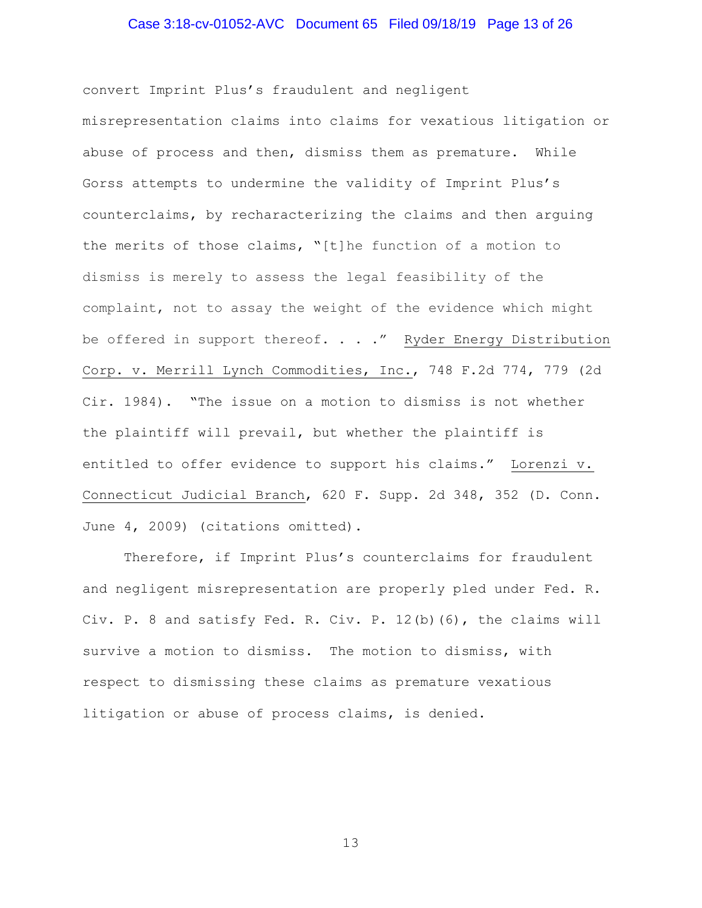convert Imprint Plus's fraudulent and negligent misrepresentation claims into claims for vexatious litigation or abuse of process and then, dismiss them as premature. While Gorss attempts to undermine the validity of Imprint Plus's counterclaims, by recharacterizing the claims and then arguing the merits of those claims, "[t]he function of a motion to dismiss is merely to assess the legal feasibility of the complaint, not to assay the weight of the evidence which might be offered in support thereof. . . ." Ryder Energy Distribution Corp. v. Merrill Lynch Commodities, Inc., 748 F.2d 774, 779 (2d Cir. 1984). "The issue on a motion to dismiss is not whether the plaintiff will prevail, but whether the plaintiff is entitled to offer evidence to support his claims." Lorenzi v. Connecticut Judicial Branch, 620 F. Supp. 2d 348, 352 (D. Conn. June 4, 2009) (citations omitted).

Therefore, if Imprint Plus's counterclaims for fraudulent and negligent misrepresentation are properly pled under Fed. R. Civ. P. 8 and satisfy Fed. R. Civ. P. 12(b)(6), the claims will survive a motion to dismiss. The motion to dismiss, with respect to dismissing these claims as premature vexatious litigation or abuse of process claims, is denied.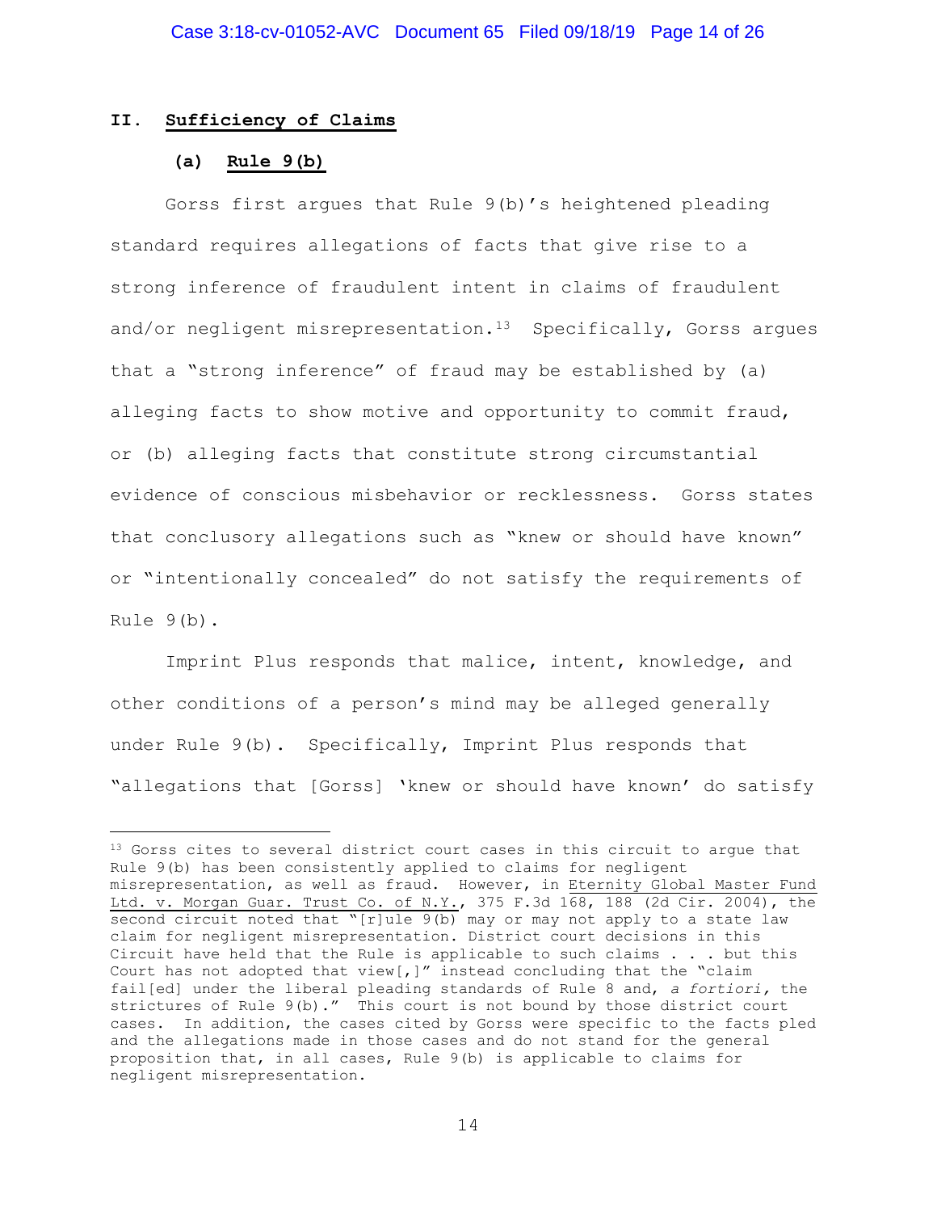## II. Sufficiency of Claims

### (a) Rule 9(b)

Gorss first argues that Rule 9(b)'s heightened pleading standard requires allegations of facts that give rise to a strong inference of fraudulent intent in claims of fraudulent and/or negligent misrepresentation.[13] Specifically, Gorss argues that a "strong inference" of fraud may be established by (a) alleging facts to show motive and opportunity to commit fraud, or (b) alleging facts that constitute strong circumstantial evidence of conscious misbehavior or recklessness. Gorss states that conclusory allegations such as "knew or should have known" or "intentionally concealed" do not satisfy the requirements of Rule 9(b).

Imprint Plus responds that malice, intent, knowledge, and other conditions of a person's mind may be alleged generally under Rule 9(b). Specifically, Imprint Plus responds that "allegations that [Gorss] 'knew or should have known' do satisfy

---

[13] Gorss cites to several district court cases in this circuit to argue that Rule 9(b) has been consistently applied to claims for negligent misrepresentation, as well as fraud. However, in Eternity Global Master Fund Ltd. v. Morgan Guar. Trust Co. of N.Y., 375 F.3d 168, 188 (2d Cir. 2004), the second circuit noted that "[r]ule 9(b) may or may not apply to a state law claim for negligent misrepresentation. District court decisions in this Circuit have held that the Rule is applicable to such claims . . . but this Court has not adopted that view[,]" instead concluding that the "claim fail[ed] under the liberal pleading standards of Rule 8 and, *a fortiori*, the strictures of Rule 9(b)." This court is not bound by those district court cases. In addition, the cases cited by Gorss were specific to the facts pled and the allegations made in those cases and do not stand for the general proposition that, in all cases, Rule 9(b) is applicable to claims for negligent misrepresentation.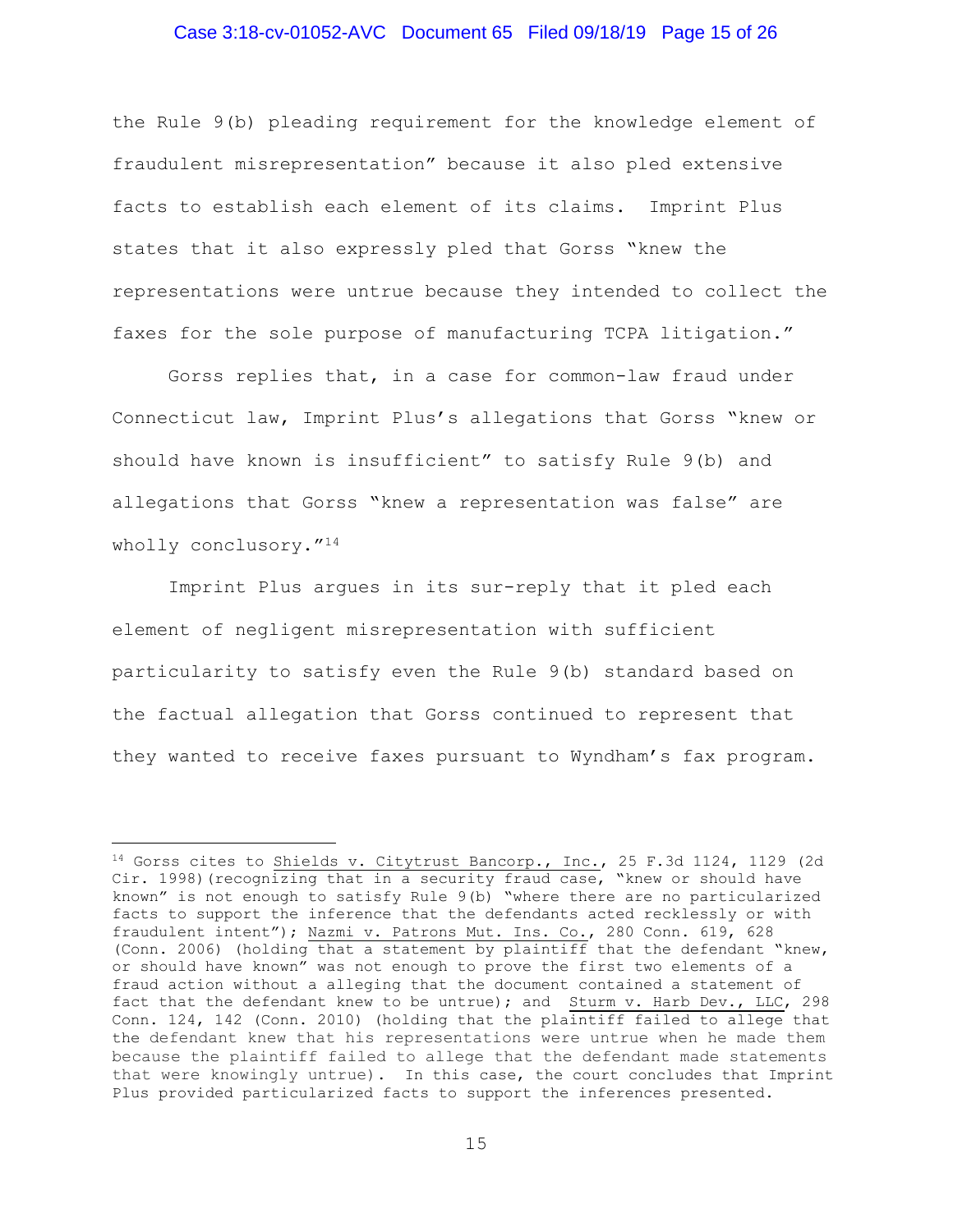the Rule 9(b) pleading requirement for the knowledge element of fraudulent misrepresentation" because it also pled extensive facts to establish each element of its claims. Imprint Plus states that it also expressly pled that Gorss "knew the representations were untrue because they intended to collect the faxes for the sole purpose of manufacturing TCPA litigation."

Gorss replies that, in a case for common-law fraud under Connecticut law, Imprint Plus's allegations that Gorss "knew or should have known is insufficient" to satisfy Rule 9(b) and allegations that Gorss "knew a representation was false" are wholly conclusory."[14]

Imprint Plus argues in its sur-reply that it pled each element of negligent misrepresentation with sufficient particularity to satisfy even the Rule 9(b) standard based on the factual allegation that Gorss continued to represent that they wanted to receive faxes pursuant to Wyndham's fax program.

---

[14] Gorss cites to Shields v. Citytrust Bancorp., Inc., 25 F.3d 1124, 1129 (2d Cir. 1998)(recognizing that in a security fraud case, "knew or should have known" is not enough to satisfy Rule 9(b) "where there are no particularized facts to support the inference that the defendants acted recklessly or with fraudulent intent"); Nazmi v. Patrons Mut. Ins. Co., 280 Conn. 619, 628 (Conn. 2006) (holding that a statement by plaintiff that the defendant "knew, or should have known" was not enough to prove the first two elements of a fraud action without a alleging that the document contained a statement of fact that the defendant knew to be untrue); and Sturm v. Harb Dev., LLC, 298 Conn. 124, 142 (Conn. 2010) (holding that the plaintiff failed to allege that the defendant knew that his representations were untrue when he made them because the plaintiff failed to allege that the defendant made statements that were knowingly untrue). In this case, the court concludes that Imprint Plus provided particularized facts to support the inferences presented.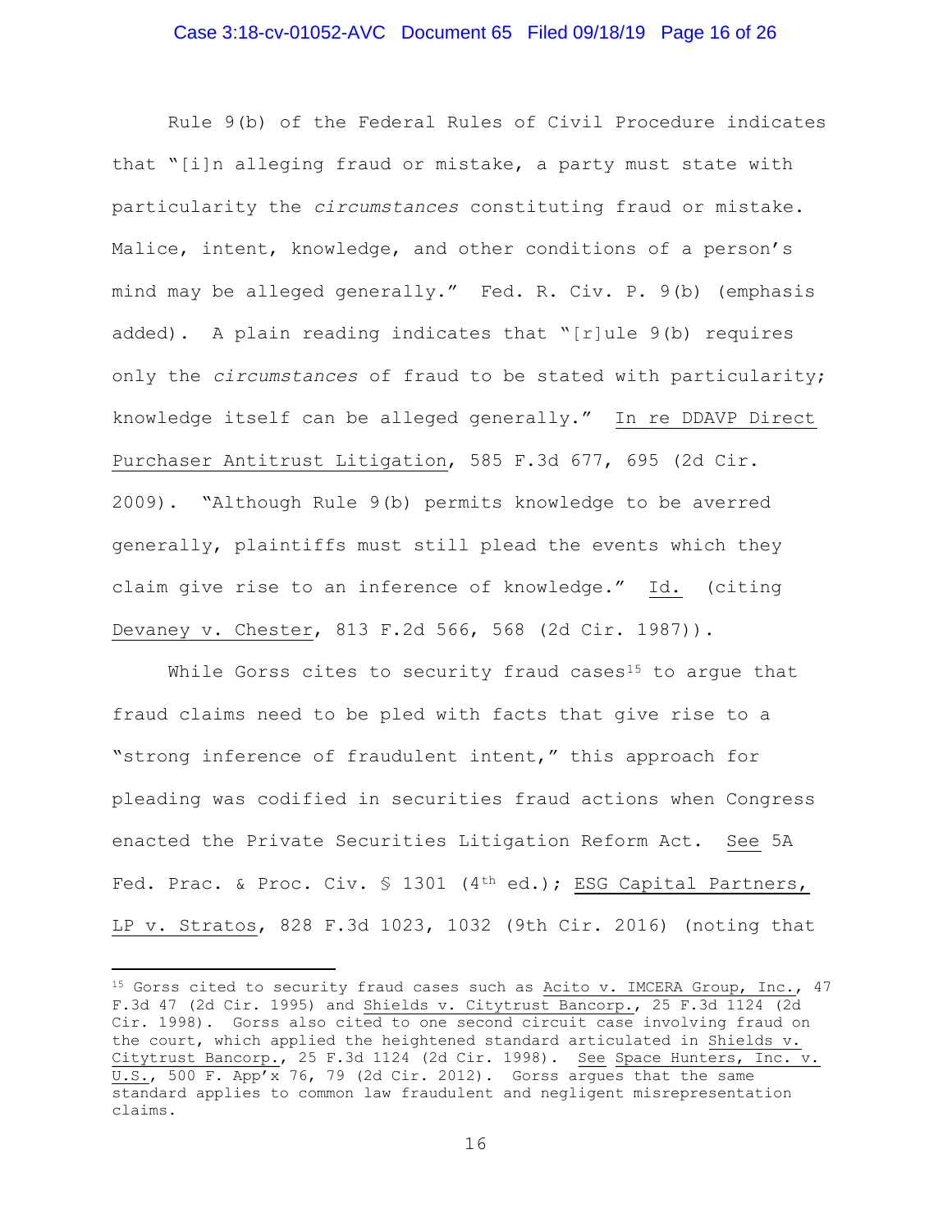Rule 9(b) of the Federal Rules of Civil Procedure indicates that "[i]n alleging fraud or mistake, a party must state with particularity the *circumstances* constituting fraud or mistake. Malice, intent, knowledge, and other conditions of a person's mind may be alleged generally." Fed. R. Civ. P. 9(b) (emphasis added). A plain reading indicates that "[r]ule 9(b) requires only the *circumstances* of fraud to be stated with particularity; knowledge itself can be alleged generally." In re DDAVP Direct Purchaser Antitrust Litigation, 585 F.3d 677, 695 (2d Cir. 2009). "Although Rule 9(b) permits knowledge to be averred generally, plaintiffs must still plead the events which they claim give rise to an inference of knowledge." Id. (citing Devaney v. Chester, 813 F.2d 566, 568 (2d Cir. 1987)).

While Gorss cites to security fraud cases[15] to argue that fraud claims need to be pled with facts that give rise to a "strong inference of fraudulent intent," this approach for pleading was codified in securities fraud actions when Congress enacted the Private Securities Litigation Reform Act. See 5A Fed. Prac. & Proc. Civ. § 1301 (4th ed.); ESG Capital Partners, LP v. Stratos, 828 F.3d 1023, 1032 (9th Cir. 2016) (noting that

---

[15] Gorss cited to security fraud cases such as Acito v. IMCERA Group, Inc., 47 F.3d 47 (2d Cir. 1995) and Shields v. Citytrust Bancorp., 25 F.3d 1124 (2d Cir. 1998). Gorss also cited to one second circuit case involving fraud on the court, which applied the heightened standard articulated in Shields v. Citytrust Bancorp., 25 F.3d 1124 (2d Cir. 1998). See Space Hunters, Inc. v. U.S., 500 F. App'x 76, 79 (2d Cir. 2012). Gorss argues that the same standard applies to common law fraudulent and negligent misrepresentation claims.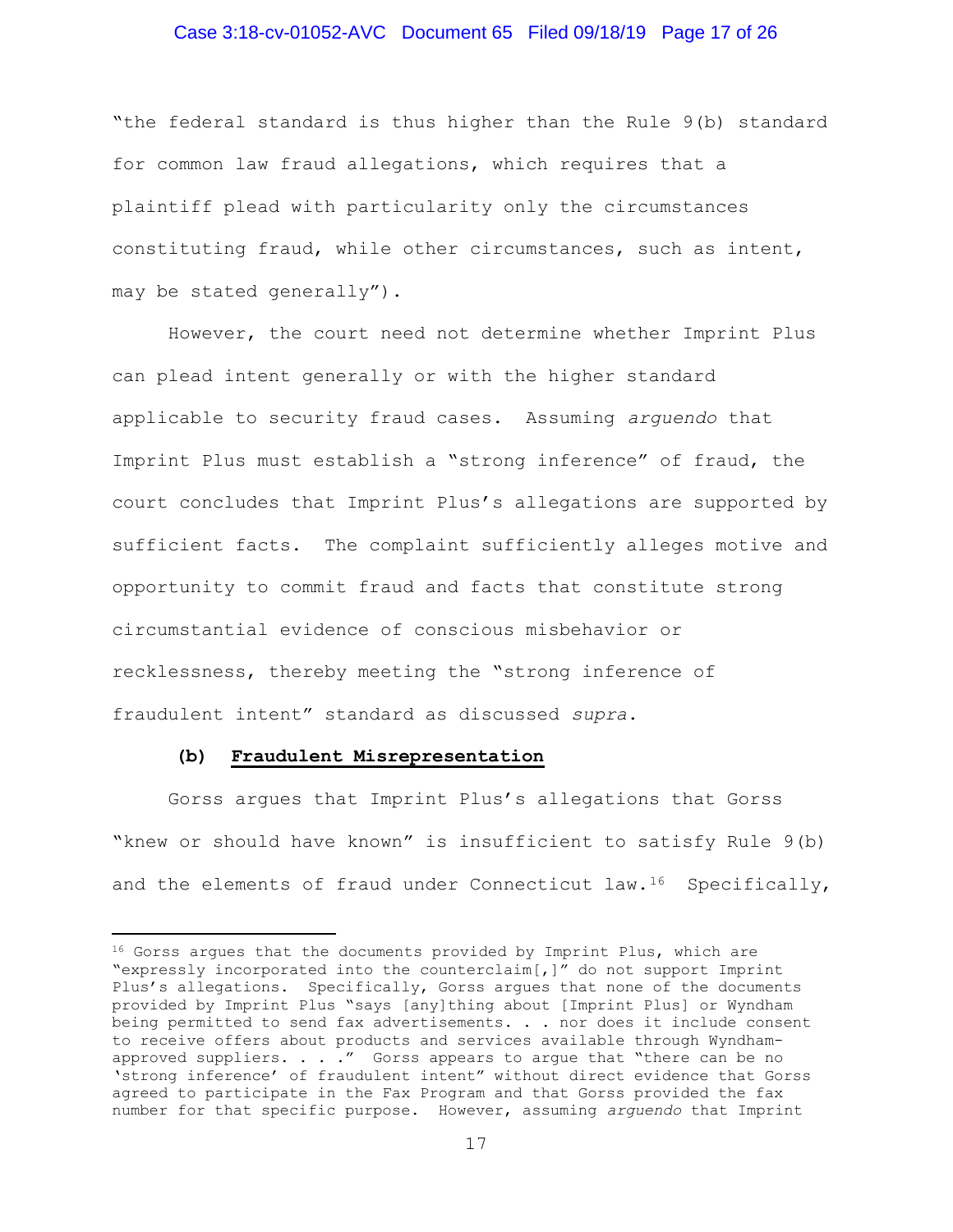"the federal standard is thus higher than the Rule 9(b) standard for common law fraud allegations, which requires that a plaintiff plead with particularity only the circumstances constituting fraud, while other circumstances, such as intent, may be stated generally").

However, the court need not determine whether Imprint Plus can plead intent generally or with the higher standard applicable to security fraud cases. Assuming *arguendo* that Imprint Plus must establish a "strong inference" of fraud, the court concludes that Imprint Plus's allegations are supported by sufficient facts. The complaint sufficiently alleges motive and opportunity to commit fraud and facts that constitute strong circumstantial evidence of conscious misbehavior or recklessness, thereby meeting the "strong inference of fraudulent intent" standard as discussed *supra*.

**(b) <u>Fraudulent Misrepresentation</u>**

Gorss argues that Imprint Plus's allegations that Gorss "knew or should have known" is insufficient to satisfy Rule 9(b) and the elements of fraud under Connecticut law.[16] Specifically,

---

[16] Gorss argues that the documents provided by Imprint Plus, which are "expressly incorporated into the counterclaim[,]" do not support Imprint Plus's allegations. Specifically, Gorss argues that none of the documents provided by Imprint Plus "says [any]thing about [Imprint Plus] or Wyndham being permitted to send fax advertisements. . . nor does it include consent to receive offers about products and services available through Wyndham-approved suppliers. . . ." Gorss appears to argue that "there can be no 'strong inference' of fraudulent intent" without direct evidence that Gorss agreed to participate in the Fax Program and that Gorss provided the fax number for that specific purpose. However, assuming *arguendo* that Imprint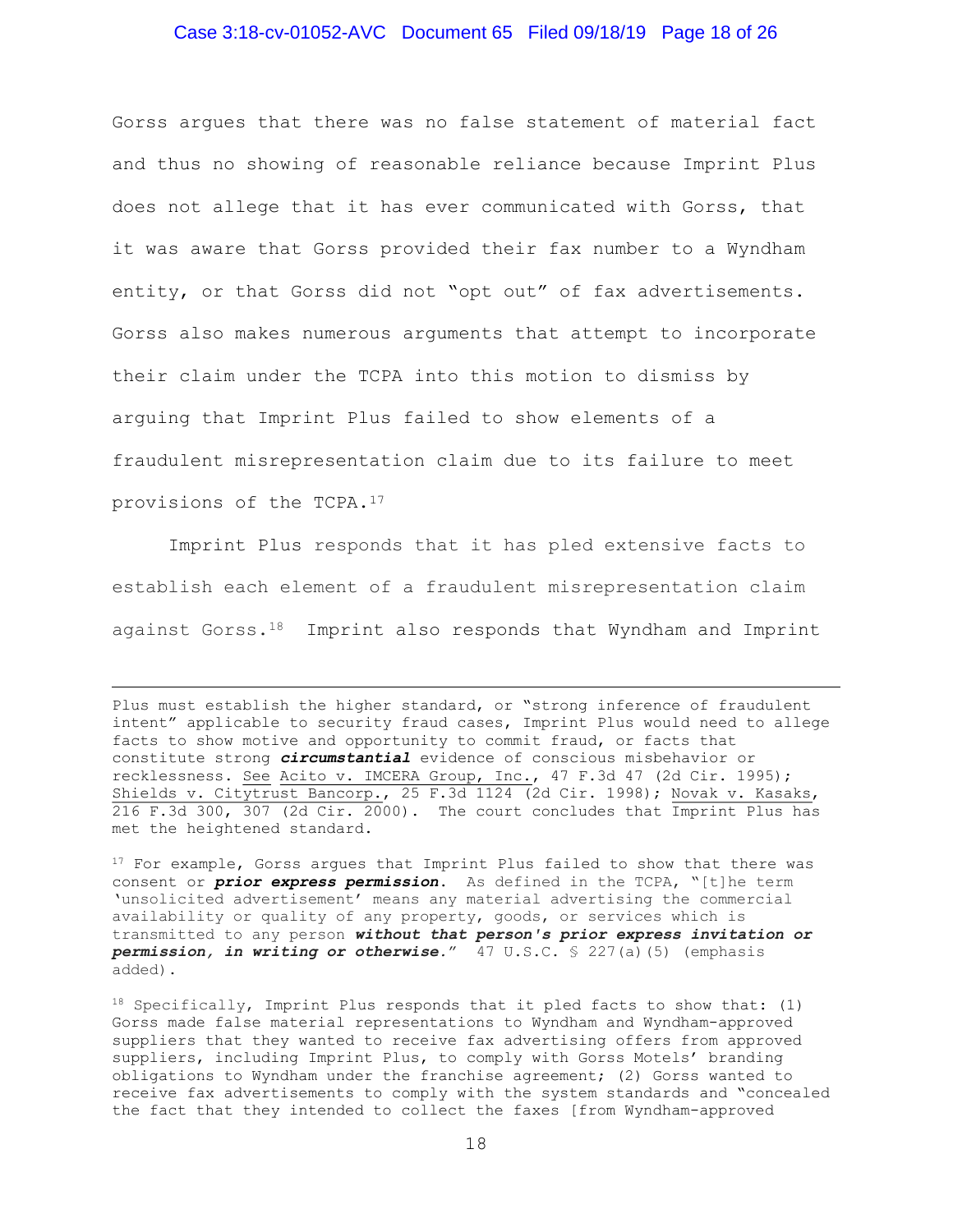Gorss argues that there was no false statement of material fact and thus no showing of reasonable reliance because Imprint Plus does not allege that it has ever communicated with Gorss, that it was aware that Gorss provided their fax number to a Wyndham entity, or that Gorss did not "opt out" of fax advertisements. Gorss also makes numerous arguments that attempt to incorporate their claim under the TCPA into this motion to dismiss by arguing that Imprint Plus failed to show elements of a fraudulent misrepresentation claim due to its failure to meet provisions of the TCPA.[17]

Imprint Plus responds that it has pled extensive facts to establish each element of a fraudulent misrepresentation claim against Gorss.[18] Imprint also responds that Wyndham and Imprint

---

Plus must establish the higher standard, or "strong inference of fraudulent intent" applicable to security fraud cases, Imprint Plus would need to allege facts to show motive and opportunity to commit fraud, or facts that constitute strong ***circumstantial*** evidence of conscious misbehavior or recklessness. <u>See</u> <u>Acito v. IMCERA Group, Inc.</u>, 47 F.3d 47 (2d Cir. 1995); <u>Shields v. Citytrust Bancorp.</u>, 25 F.3d 1124 (2d Cir. 1998); <u>Novak v. Kasaks</u>, 216 F.3d 300, 307 (2d Cir. 2000). The court concludes that Imprint Plus has met the heightened standard.

[17] For example, Gorss argues that Imprint Plus failed to show that there was consent or ***prior express permission***. As defined in the TCPA, "[t]he term 'unsolicited advertisement' means any material advertising the commercial availability or quality of any property, goods, or services which is transmitted to any person ***without that person's prior express invitation or permission, in writing or otherwise***." 47 U.S.C. § 227(a)(5) (emphasis added).

[18] Specifically, Imprint Plus responds that it pled facts to show that: (1) Gorss made false material representations to Wyndham and Wyndham-approved suppliers that they wanted to receive fax advertising offers from approved suppliers, including Imprint Plus, to comply with Gorss Motels' branding obligations to Wyndham under the franchise agreement; (2) Gorss wanted to receive fax advertisements to comply with the system standards and "concealed the fact that they intended to collect the faxes [from Wyndham-approved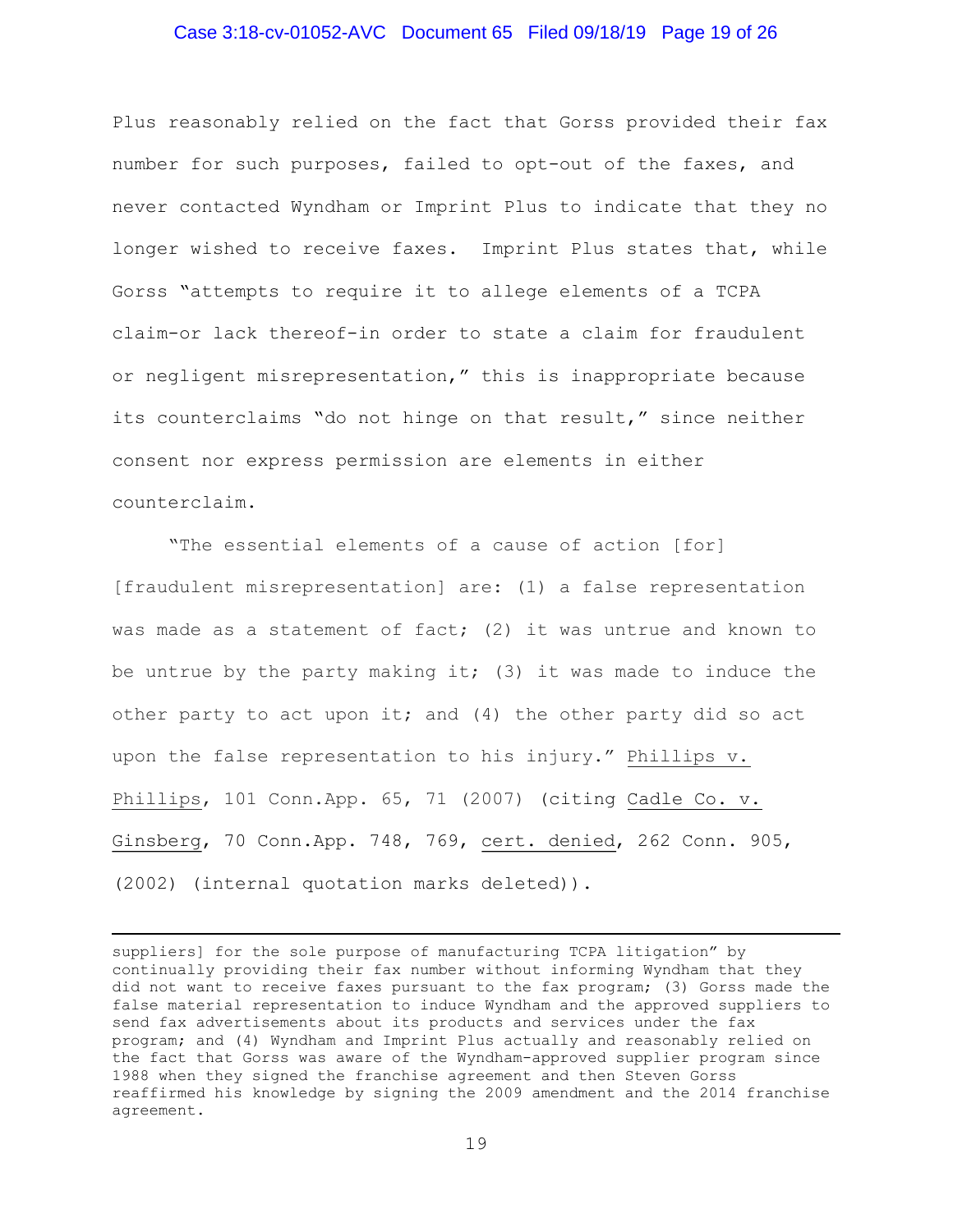Plus reasonably relied on the fact that Gorss provided their fax number for such purposes, failed to opt-out of the faxes, and never contacted Wyndham or Imprint Plus to indicate that they no longer wished to receive faxes. Imprint Plus states that, while Gorss "attempts to require it to allege elements of a TCPA claim-or lack thereof-in order to state a claim for fraudulent or negligent misrepresentation," this is inappropriate because its counterclaims "do not hinge on that result," since neither consent nor express permission are elements in either counterclaim.

"The essential elements of a cause of action [for] [fraudulent misrepresentation] are: (1) a false representation was made as a statement of fact; (2) it was untrue and known to be untrue by the party making it; (3) it was made to induce the other party to act upon it; and (4) the other party did so act upon the false representation to his injury." Phillips v. Phillips, 101 Conn.App. 65, 71 (2007) (citing Cadle Co. v. Ginsberg, 70 Conn.App. 748, 769, cert. denied, 262 Conn. 905, (2002) (internal quotation marks deleted)).

---

suppliers] for the sole purpose of manufacturing TCPA litigation" by continually providing their fax number without informing Wyndham that they did not want to receive faxes pursuant to the fax program; (3) Gorss made the false material representation to induce Wyndham and the approved suppliers to send fax advertisements about its products and services under the fax program; and (4) Wyndham and Imprint Plus actually and reasonably relied on the fact that Gorss was aware of the Wyndham-approved supplier program since 1988 when they signed the franchise agreement and then Steven Gorss reaffirmed his knowledge by signing the 2009 amendment and the 2014 franchise agreement.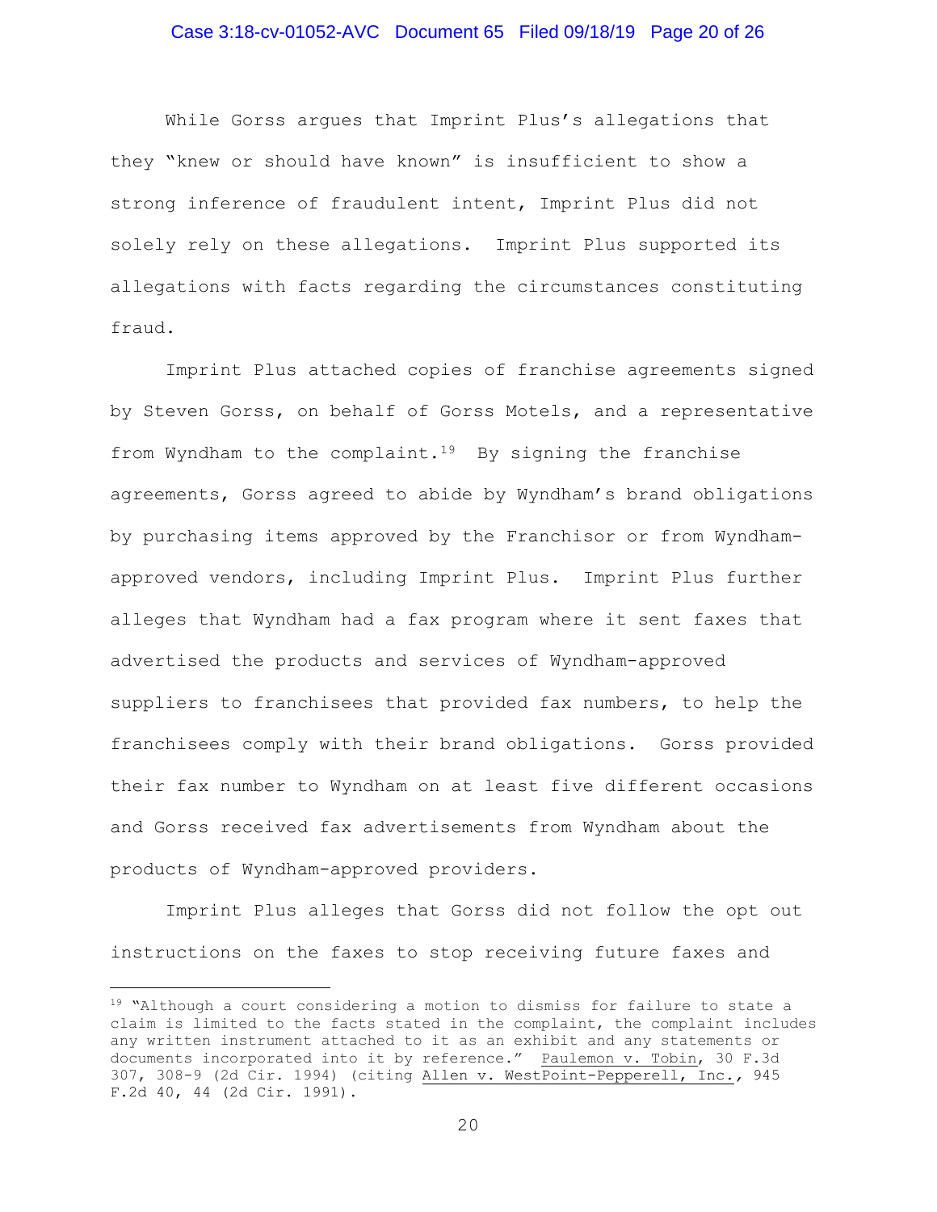While Gorss argues that Imprint Plus's allegations that they "knew or should have known" is insufficient to show a strong inference of fraudulent intent, Imprint Plus did not solely rely on these allegations. Imprint Plus supported its allegations with facts regarding the circumstances constituting fraud.

Imprint Plus attached copies of franchise agreements signed by Steven Gorss, on behalf of Gorss Motels, and a representative from Wyndham to the complaint.[19] By signing the franchise agreements, Gorss agreed to abide by Wyndham's brand obligations by purchasing items approved by the Franchisor or from Wyndham-approved vendors, including Imprint Plus. Imprint Plus further alleges that Wyndham had a fax program where it sent faxes that advertised the products and services of Wyndham-approved suppliers to franchisees that provided fax numbers, to help the franchisees comply with their brand obligations. Gorss provided their fax number to Wyndham on at least five different occasions and Gorss received fax advertisements from Wyndham about the products of Wyndham-approved providers.

Imprint Plus alleges that Gorss did not follow the opt out instructions on the faxes to stop receiving future faxes and

---

[19] "Although a court considering a motion to dismiss for failure to state a claim is limited to the facts stated in the complaint, the complaint includes any written instrument attached to it as an exhibit and any statements or documents incorporated into it by reference." Paulemon v. Tobin, 30 F.3d 307, 308-9 (2d Cir. 1994) (citing Allen v. WestPoint-Pepperell, Inc., 945 F.2d 40, 44 (2d Cir. 1991).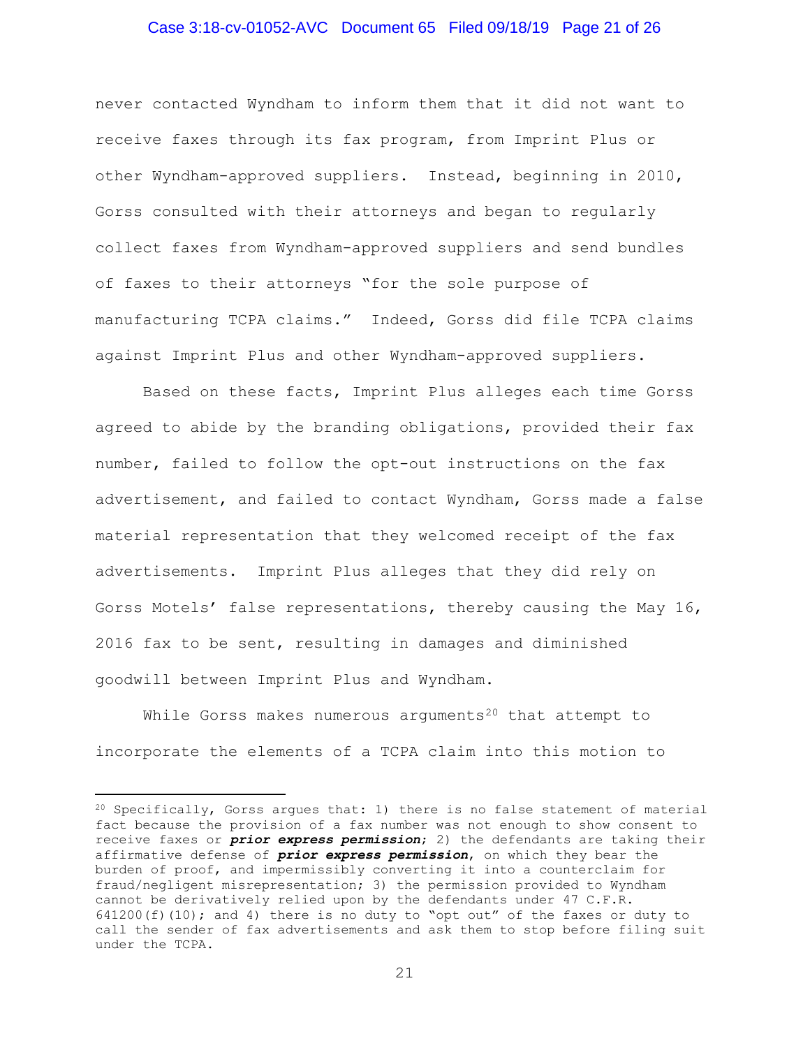never contacted Wyndham to inform them that it did not want to receive faxes through its fax program, from Imprint Plus or other Wyndham-approved suppliers. Instead, beginning in 2010, Gorss consulted with their attorneys and began to regularly collect faxes from Wyndham-approved suppliers and send bundles of faxes to their attorneys "for the sole purpose of manufacturing TCPA claims." Indeed, Gorss did file TCPA claims against Imprint Plus and other Wyndham-approved suppliers.

Based on these facts, Imprint Plus alleges each time Gorss agreed to abide by the branding obligations, provided their fax number, failed to follow the opt-out instructions on the fax advertisement, and failed to contact Wyndham, Gorss made a false material representation that they welcomed receipt of the fax advertisements. Imprint Plus alleges that they did rely on Gorss Motels' false representations, thereby causing the May 16, 2016 fax to be sent, resulting in damages and diminished goodwill between Imprint Plus and Wyndham.

While Gorss makes numerous arguments[20] that attempt to incorporate the elements of a TCPA claim into this motion to

---

[20] Specifically, Gorss argues that: 1) there is no false statement of material fact because the provision of a fax number was not enough to show consent to receive faxes or ***prior express permission***; 2) the defendants are taking their affirmative defense of ***prior express permission***, on which they bear the burden of proof, and impermissibly converting it into a counterclaim for fraud/negligent misrepresentation; 3) the permission provided to Wyndham cannot be derivatively relied upon by the defendants under 47 C.F.R. 641200(f)(10); and 4) there is no duty to "opt out" of the faxes or duty to call the sender of fax advertisements and ask them to stop before filing suit under the TCPA.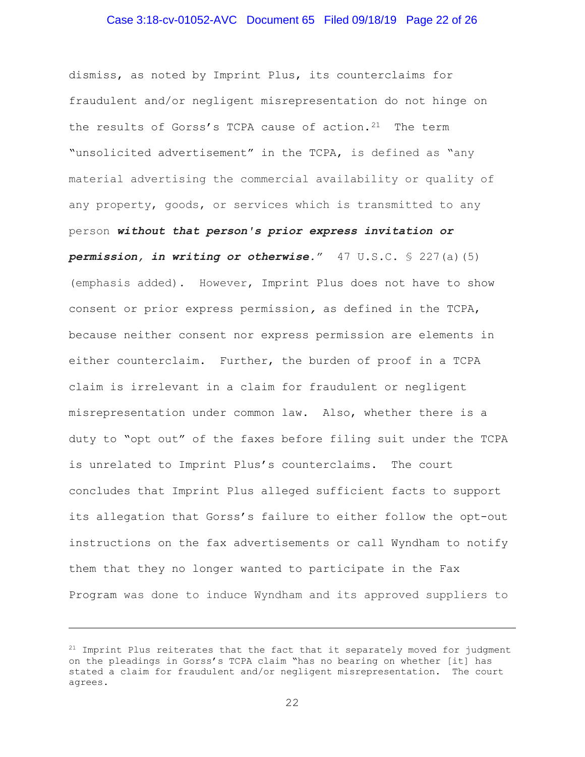dismiss, as noted by Imprint Plus, its counterclaims for fraudulent and/or negligent misrepresentation do not hinge on the results of Gorss's TCPA cause of action.[21] The term "unsolicited advertisement" in the TCPA, is defined as "any material advertising the commercial availability or quality of any property, goods, or services which is transmitted to any person ***without that person's prior express invitation or permission, in writing or otherwise.***" 47 U.S.C. § 227(a)(5) (emphasis added). However, Imprint Plus does not have to show consent or prior express permission, as defined in the TCPA, because neither consent nor express permission are elements in either counterclaim. Further, the burden of proof in a TCPA claim is irrelevant in a claim for fraudulent or negligent misrepresentation under common law. Also, whether there is a duty to "opt out" of the faxes before filing suit under the TCPA is unrelated to Imprint Plus's counterclaims. The court concludes that Imprint Plus alleged sufficient facts to support its allegation that Gorss's failure to either follow the opt-out instructions on the fax advertisements or call Wyndham to notify them that they no longer wanted to participate in the Fax Program was done to induce Wyndham and its approved suppliers to

---

[21] Imprint Plus reiterates that the fact that it separately moved for judgment on the pleadings in Gorss's TCPA claim "has no bearing on whether [it] has stated a claim for fraudulent and/or negligent misrepresentation. The court agrees.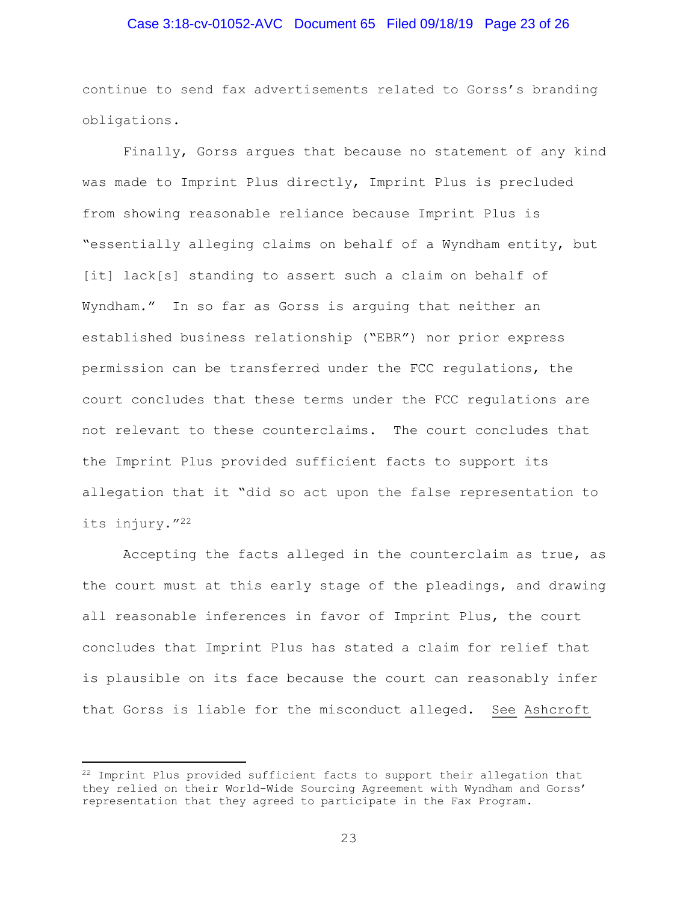continue to send fax advertisements related to Gorss's branding obligations.

Finally, Gorss argues that because no statement of any kind was made to Imprint Plus directly, Imprint Plus is precluded from showing reasonable reliance because Imprint Plus is "essentially alleging claims on behalf of a Wyndham entity, but [it] lack[s] standing to assert such a claim on behalf of Wyndham." In so far as Gorss is arguing that neither an established business relationship ("EBR") nor prior express permission can be transferred under the FCC regulations, the court concludes that these terms under the FCC regulations are not relevant to these counterclaims. The court concludes that the Imprint Plus provided sufficient facts to support its allegation that it "did so act upon the false representation to its injury."[22]

Accepting the facts alleged in the counterclaim as true, as the court must at this early stage of the pleadings, and drawing all reasonable inferences in favor of Imprint Plus, the court concludes that Imprint Plus has stated a claim for relief that is plausible on its face because the court can reasonably infer that Gorss is liable for the misconduct alleged. See Ashcroft

---

[22] Imprint Plus provided sufficient facts to support their allegation that they relied on their World-Wide Sourcing Agreement with Wyndham and Gorss' representation that they agreed to participate in the Fax Program.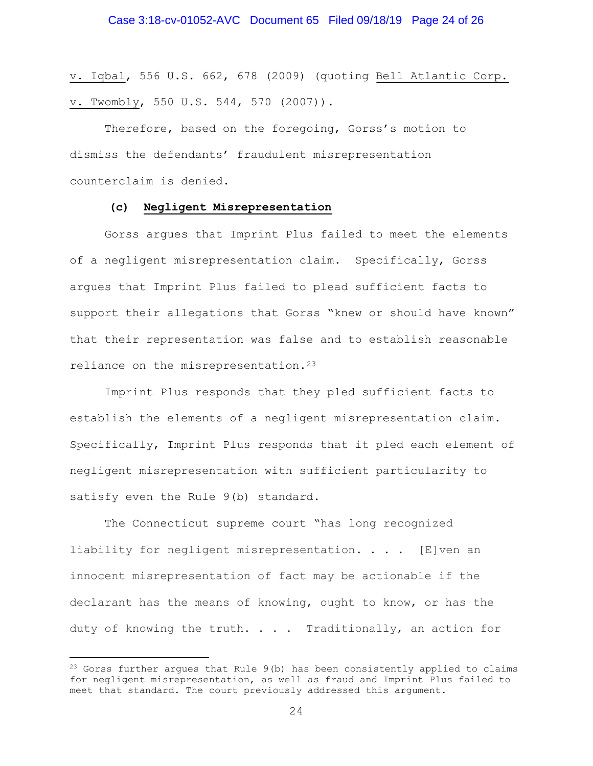v. Iqbal, 556 U.S. 662, 678 (2009) (quoting Bell Atlantic Corp. v. Twombly, 550 U.S. 544, 570 (2007)).

Therefore, based on the foregoing, Gorss's motion to dismiss the defendants' fraudulent misrepresentation counterclaim is denied.

**(c) Negligent Misrepresentation**

Gorss argues that Imprint Plus failed to meet the elements of a negligent misrepresentation claim. Specifically, Gorss argues that Imprint Plus failed to plead sufficient facts to support their allegations that Gorss "knew or should have known" that their representation was false and to establish reasonable reliance on the misrepresentation.[23]

Imprint Plus responds that they pled sufficient facts to establish the elements of a negligent misrepresentation claim. Specifically, Imprint Plus responds that it pled each element of negligent misrepresentation with sufficient particularity to satisfy even the Rule 9(b) standard.

The Connecticut supreme court "has long recognized liability for negligent misrepresentation. . . . [E]ven an innocent misrepresentation of fact may be actionable if the declarant has the means of knowing, ought to know, or has the duty of knowing the truth. . . . Traditionally, an action for

---

[23] Gorss further argues that Rule 9(b) has been consistently applied to claims for negligent misrepresentation, as well as fraud and Imprint Plus failed to meet that standard. The court previously addressed this argument.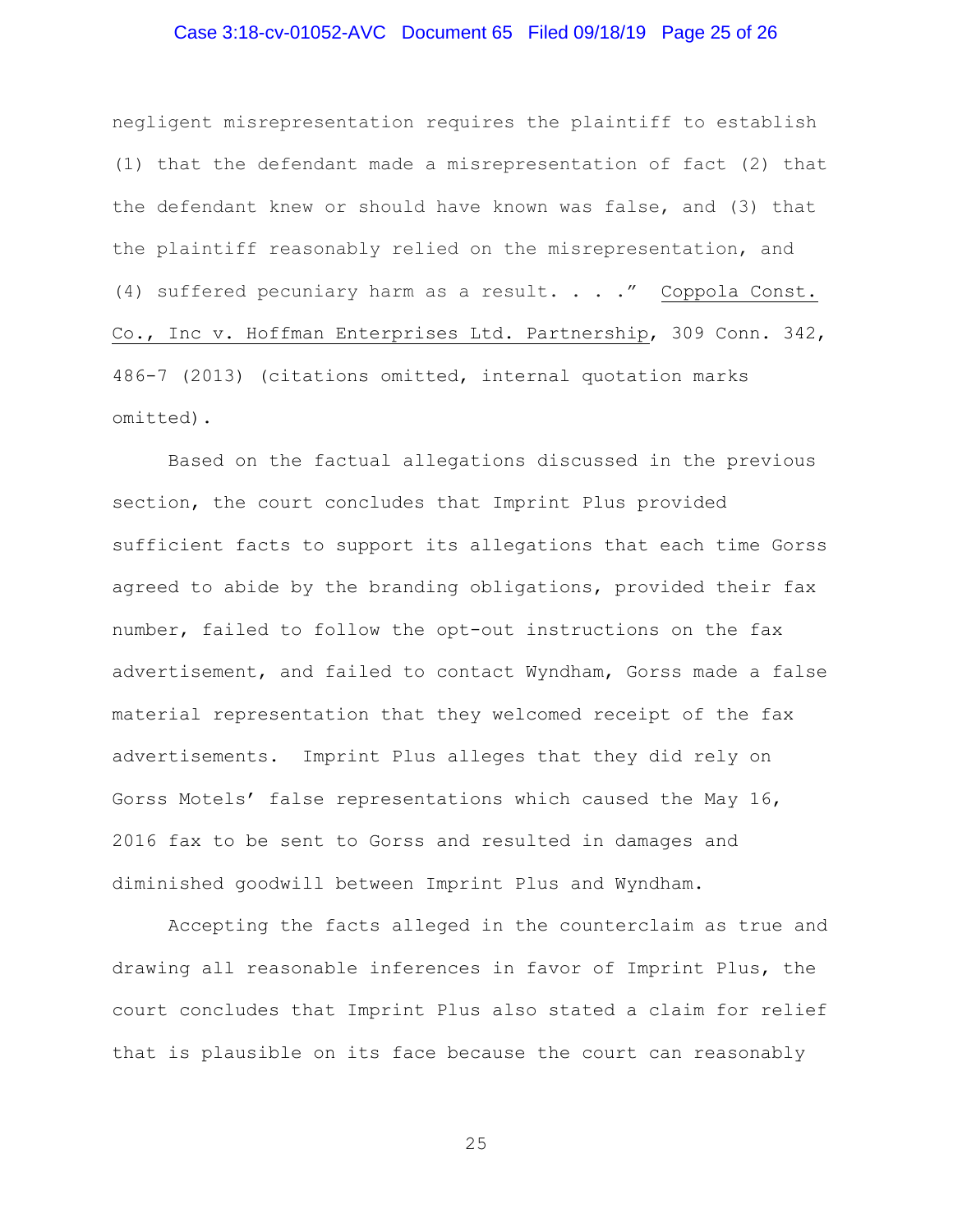negligent misrepresentation requires the plaintiff to establish (1) that the defendant made a misrepresentation of fact (2) that the defendant knew or should have known was false, and (3) that the plaintiff reasonably relied on the misrepresentation, and (4) suffered pecuniary harm as a result. . . .” Coppola Const. Co., Inc v. Hoffman Enterprises Ltd. Partnership, 309 Conn. 342, 486-7 (2013) (citations omitted, internal quotation marks omitted).

Based on the factual allegations discussed in the previous section, the court concludes that Imprint Plus provided sufficient facts to support its allegations that each time Gorss agreed to abide by the branding obligations, provided their fax number, failed to follow the opt-out instructions on the fax advertisement, and failed to contact Wyndham, Gorss made a false material representation that they welcomed receipt of the fax advertisements. Imprint Plus alleges that they did rely on Gorss Motels’ false representations which caused the May 16, 2016 fax to be sent to Gorss and resulted in damages and diminished goodwill between Imprint Plus and Wyndham.

Accepting the facts alleged in the counterclaim as true and drawing all reasonable inferences in favor of Imprint Plus, the court concludes that Imprint Plus also stated a claim for relief that is plausible on its face because the court can reasonably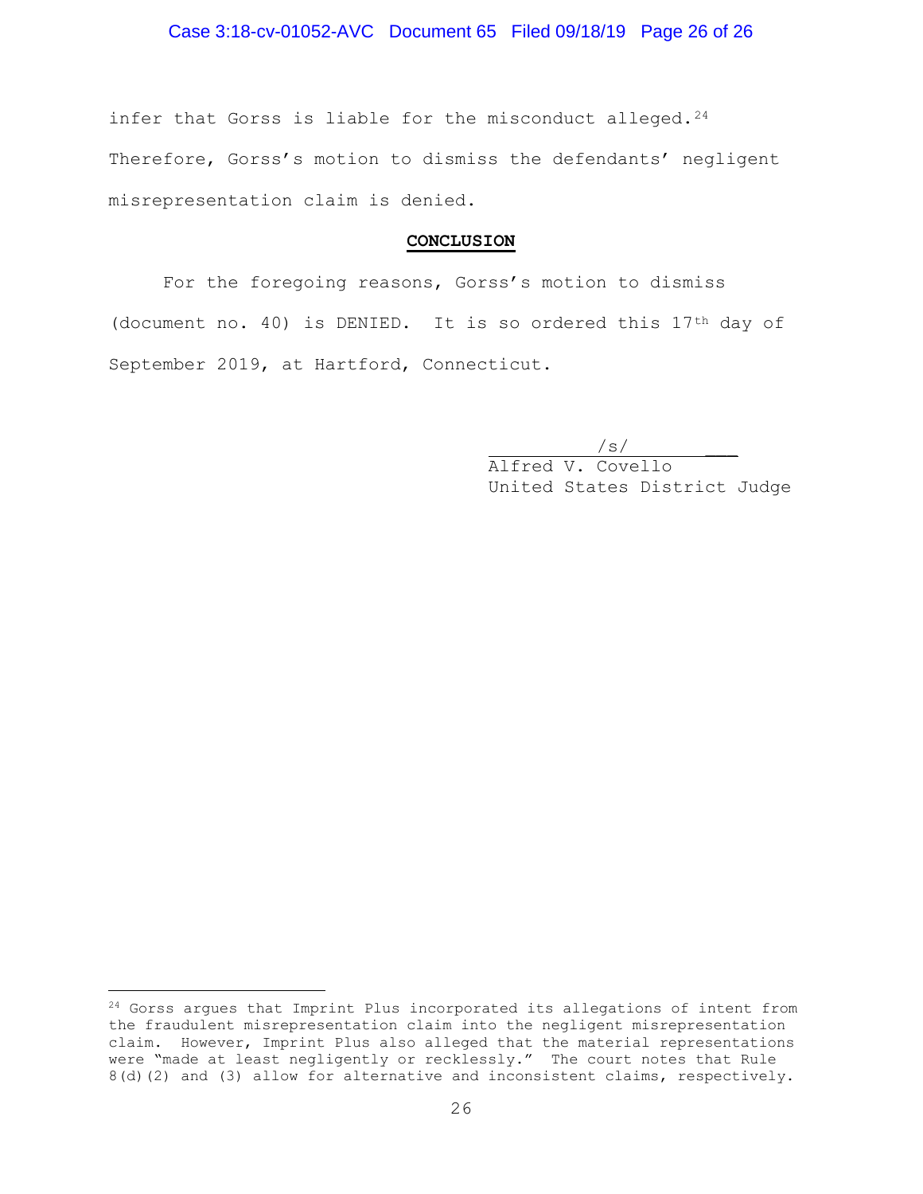infer that Gorss is liable for the misconduct alleged.[24] Therefore, Gorss's motion to dismiss the defendants' negligent misrepresentation claim is denied.

## CONCLUSION

For the foregoing reasons, Gorss's motion to dismiss (document no. 40) is DENIED. It is so ordered this 17th day of September 2019, at Hartford, Connecticut.

/s/

Alfred V. Covello
United States District Judge

---

[24] Gorss argues that Imprint Plus incorporated its allegations of intent from the fraudulent misrepresentation claim into the negligent misrepresentation claim. However, Imprint Plus also alleged that the material representations were "made at least negligently or recklessly." The court notes that Rule 8(d)(2) and (3) allow for alternative and inconsistent claims, respectively.